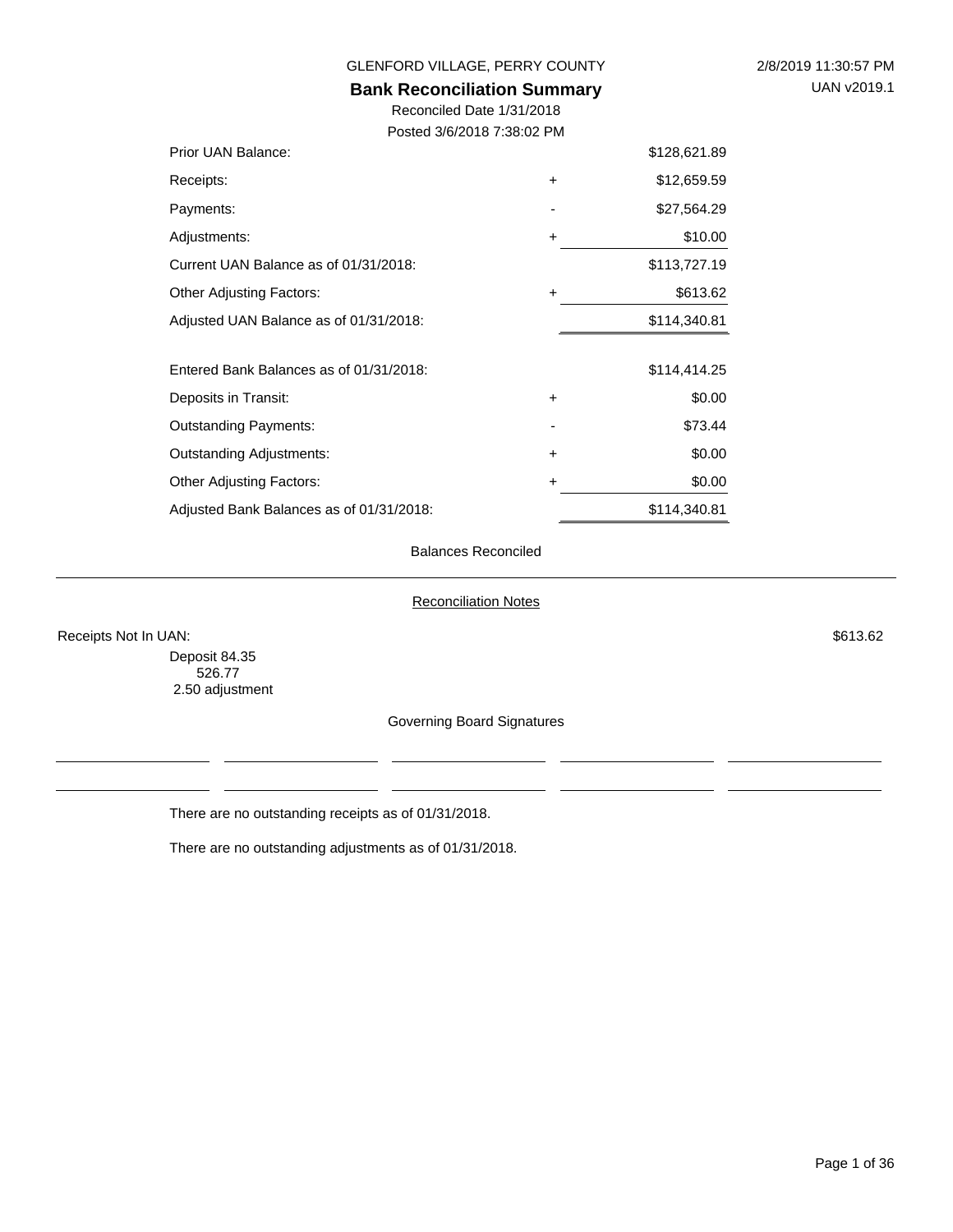GLENFORD VILLAGE, PERRY COUNTY

2/8/2019 11:30:57 PM

UAN v2019.1

# Bank Reconciliation Summary

Reconciled Date 1/31/2018

Posted 3/6/2018 7:38:02 PM

| | | |
|---|---|---|
| Prior UAN Balance: | | $128,621.89 |
| Receipts: | + | $12,659.59 |
| Payments: | - | $27,564.29 |
| Adjustments: | + | $10.00 |
| Current UAN Balance as of 01/31/2018: | | $113,727.19 |
| Other Adjusting Factors: | + | $613.62 |
| Adjusted UAN Balance as of 01/31/2018: | | $114,340.81 |
| | | |
| Entered Bank Balances as of 01/31/2018: | | $114,414.25 |
| Deposits in Transit: | + | $0.00 |
| Outstanding Payments: | - | $73.44 |
| Outstanding Adjustments: | + | $0.00 |
| Other Adjusting Factors: | + | $0.00 |
| Adjusted Bank Balances as of 01/31/2018: | | $114,340.81 |

Balances Reconciled

## Reconciliation Notes

Receipts Not In UAN: $613.62

Deposit 84.35
526.77
2.50 adjustment

## Governing Board Signatures

There are no outstanding receipts as of 01/31/2018.

There are no outstanding adjustments as of 01/31/2018.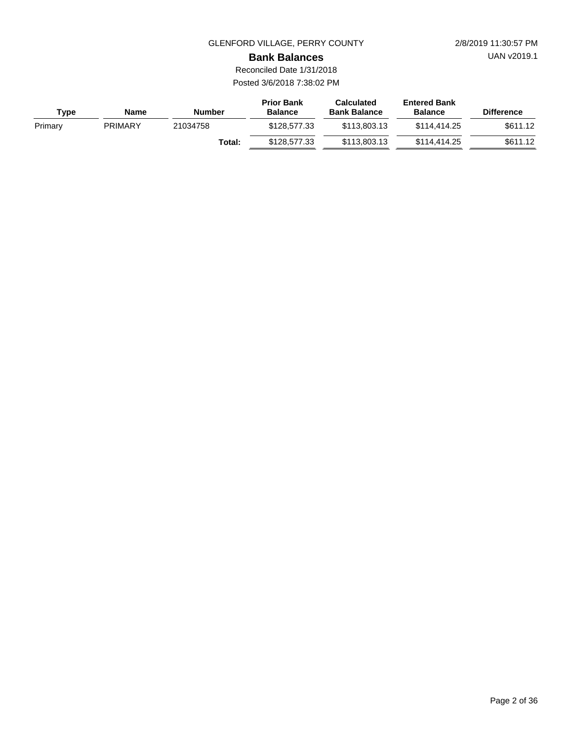GLENFORD VILLAGE, PERRY COUNTY

2/8/2019 11:30:57 PM

UAN v2019.1

# Bank Balances

Reconciled Date 1/31/2018

Posted 3/6/2018 7:38:02 PM

| Type | Name | Number | Prior Bank Balance | Calculated Bank Balance | Entered Bank Balance | Difference |
|---|---|---|---|---|---|---|
| Primary | PRIMARY | 21034758 | $128,577.33 | $113,803.13 | $114,414.25 | $611.12 |
| | | **Total:** | $128,577.33 | $113,803.13 | $114,414.25 | $611.12 |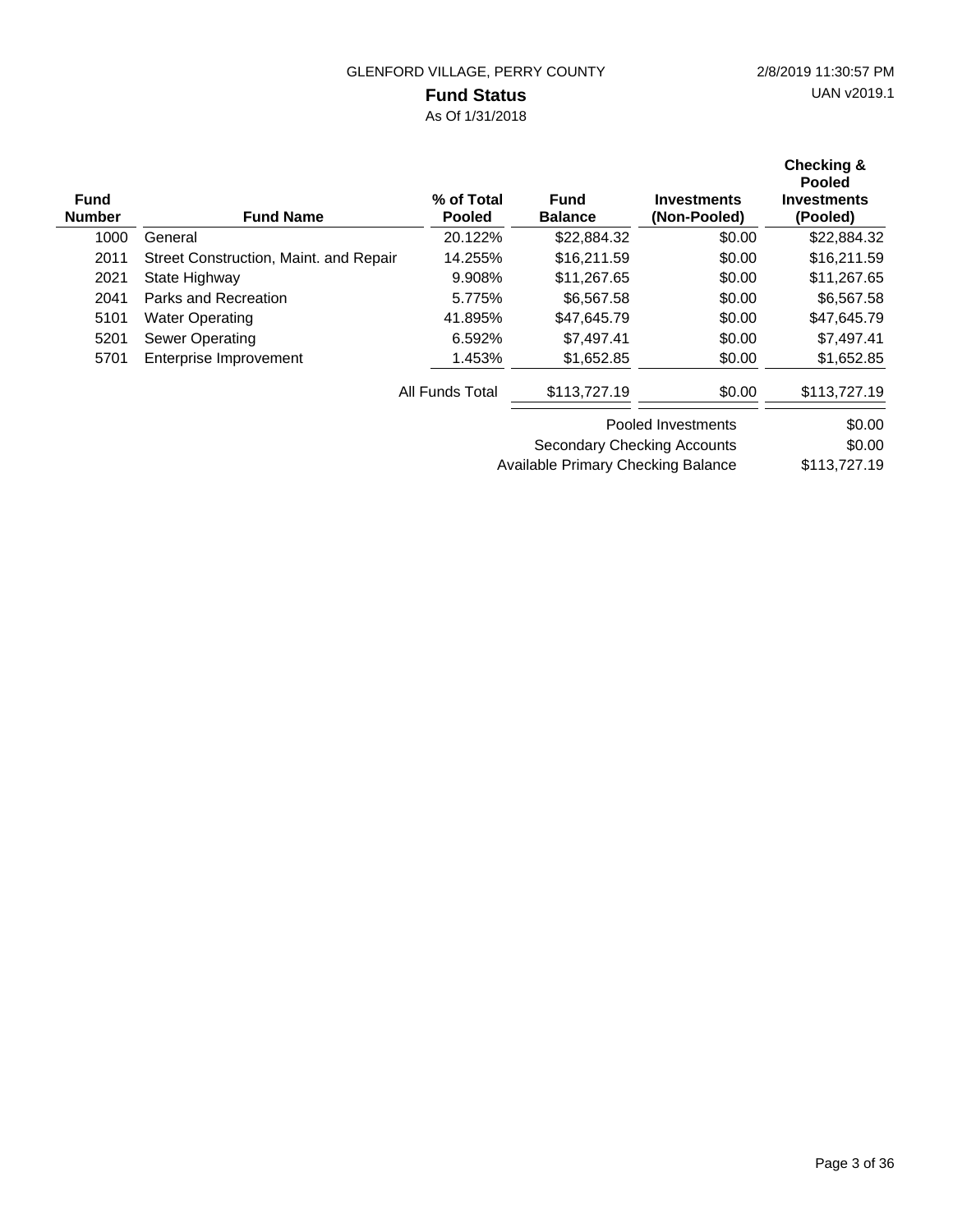GLENFORD VILLAGE, PERRY COUNTY

2/8/2019 11:30:57 PM

UAN v2019.1

# Fund Status

As Of 1/31/2018

| Fund Number | Fund Name | % of Total Pooled | Fund Balance | Investments (Non-Pooled) | Checking & Pooled Investments (Pooled) |
|---|---|---|---|---|---|
| 1000 | General | 20.122% | $22,884.32 | $0.00 | $22,884.32 |
| 2011 | Street Construction, Maint. and Repair | 14.255% | $16,211.59 | $0.00 | $16,211.59 |
| 2021 | State Highway | 9.908% | $11,267.65 | $0.00 | $11,267.65 |
| 2041 | Parks and Recreation | 5.775% | $6,567.58 | $0.00 | $6,567.58 |
| 5101 | Water Operating | 41.895% | $47,645.79 | $0.00 | $47,645.79 |
| 5201 | Sewer Operating | 6.592% | $7,497.41 | $0.00 | $7,497.41 |
| 5701 | Enterprise Improvement | 1.453% | $1,652.85 | $0.00 | $1,652.85 |
| | | All Funds Total | $113,727.19 | $0.00 | $113,727.19 |

| | |
|---|---|
| Pooled Investments | $0.00 |
| Secondary Checking Accounts | $0.00 |
| Available Primary Checking Balance | $113,727.19 |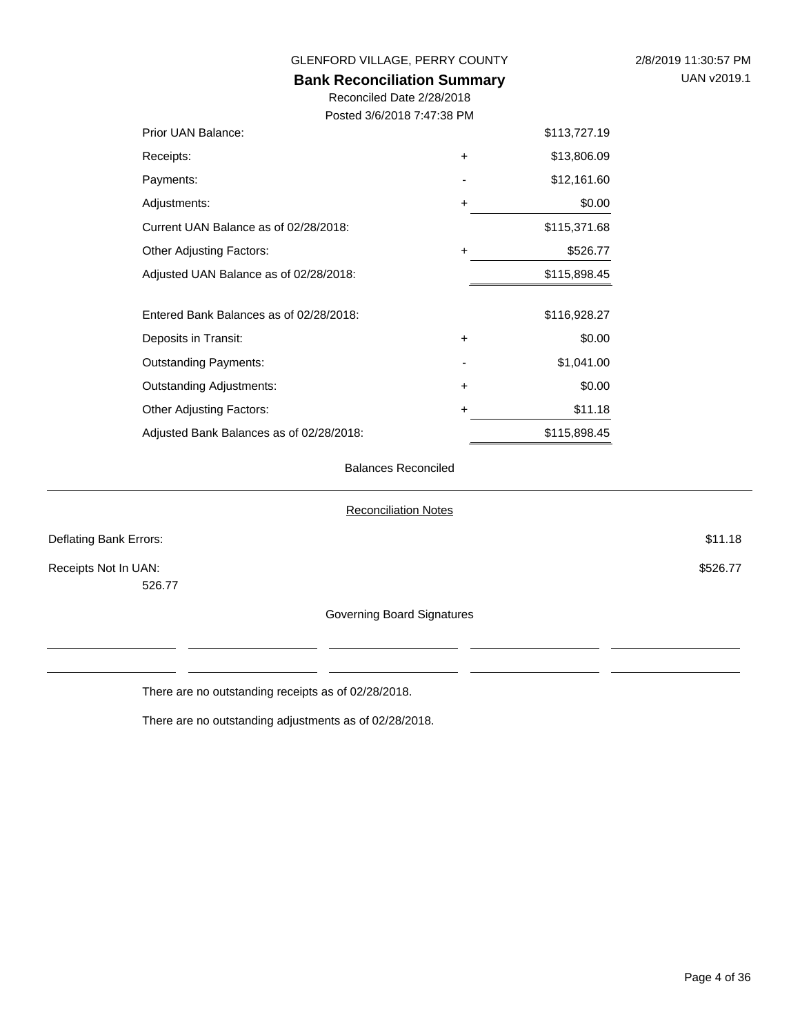GLENFORD VILLAGE, PERRY COUNTY

2/8/2019 11:30:57 PM

UAN v2019.1

## Bank Reconciliation Summary

Reconciled Date 2/28/2018

Posted 3/6/2018 7:47:38 PM

| | | |
|---|---|---|
| Prior UAN Balance: | | $113,727.19 |
| Receipts: | + | $13,806.09 |
| Payments: | - | $12,161.60 |
| Adjustments: | + | $0.00 |
| Current UAN Balance as of 02/28/2018: | | $115,371.68 |
| Other Adjusting Factors: | + | $526.77 |
| Adjusted UAN Balance as of 02/28/2018: | | $115,898.45 |
| | | |
| Entered Bank Balances as of 02/28/2018: | | $116,928.27 |
| Deposits in Transit: | + | $0.00 |
| Outstanding Payments: | - | $1,041.00 |
| Outstanding Adjustments: | + | $0.00 |
| Other Adjusting Factors: | + | $11.18 |
| Adjusted Bank Balances as of 02/28/2018: | | $115,898.45 |

Balances Reconciled

---

Reconciliation Notes

Deflating Bank Errors: $11.18

Receipts Not In UAN: $526.77

526.77

Governing Board Signatures

There are no outstanding receipts as of 02/28/2018.

There are no outstanding adjustments as of 02/28/2018.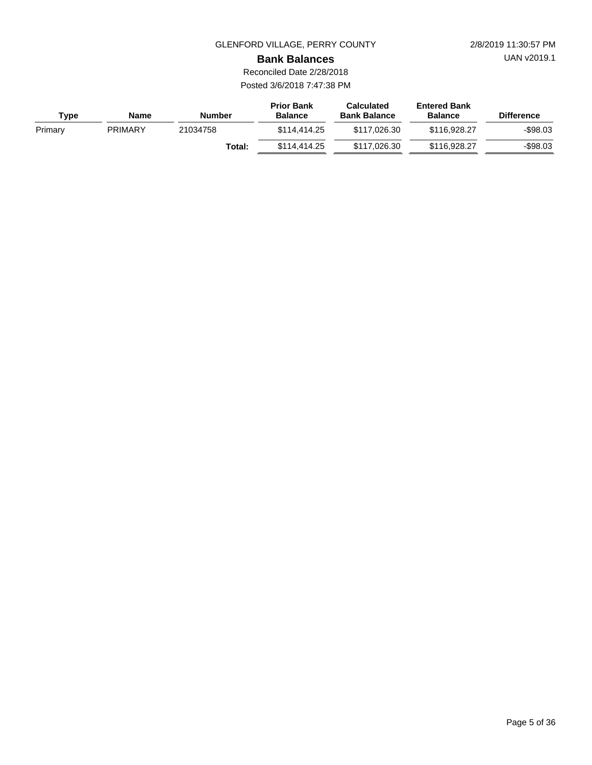GLENFORD VILLAGE, PERRY COUNTY

2/8/2019 11:30:57 PM

UAN v2019.1

## Bank Balances

Reconciled Date 2/28/2018

Posted 3/6/2018 7:47:38 PM

| Type | Name | Number | Prior Bank Balance | Calculated Bank Balance | Entered Bank Balance | Difference |
|---|---|---|---|---|---|---|
| Primary | PRIMARY | 21034758 | $114,414.25 | $117,026.30 | $116,928.27 | -$98.03 |
| | | **Total:** | $114,414.25 | $117,026.30 | $116,928.27 | -$98.03 |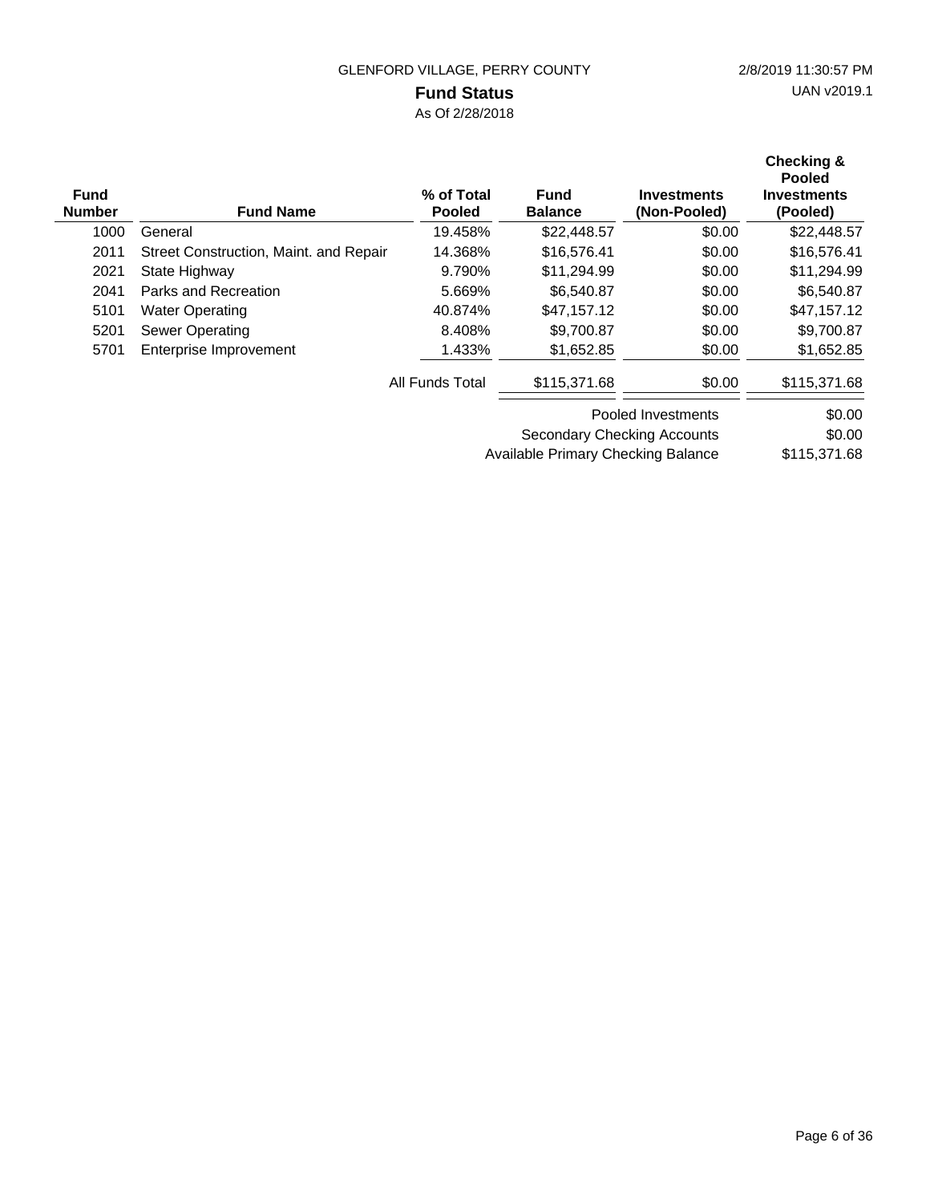GLENFORD VILLAGE, PERRY COUNTY

2/8/2019 11:30:57 PM

UAN v2019.1

# Fund Status

As Of 2/28/2018

| Fund Number | Fund Name | % of Total Pooled | Fund Balance | Investments (Non-Pooled) | Checking & Pooled Investments (Pooled) |
|---|---|---|---|---|---|
| 1000 | General | 19.458% | $22,448.57 | $0.00 | $22,448.57 |
| 2011 | Street Construction, Maint. and Repair | 14.368% | $16,576.41 | $0.00 | $16,576.41 |
| 2021 | State Highway | 9.790% | $11,294.99 | $0.00 | $11,294.99 |
| 2041 | Parks and Recreation | 5.669% | $6,540.87 | $0.00 | $6,540.87 |
| 5101 | Water Operating | 40.874% | $47,157.12 | $0.00 | $47,157.12 |
| 5201 | Sewer Operating | 8.408% | $9,700.87 | $0.00 | $9,700.87 |
| 5701 | Enterprise Improvement | 1.433% | $1,652.85 | $0.00 | $1,652.85 |
| | | All Funds Total | $115,371.68 | $0.00 | $115,371.68 |

| | |
|---|---|
| Pooled Investments | $0.00 |
| Secondary Checking Accounts | $0.00 |
| Available Primary Checking Balance | $115,371.68 |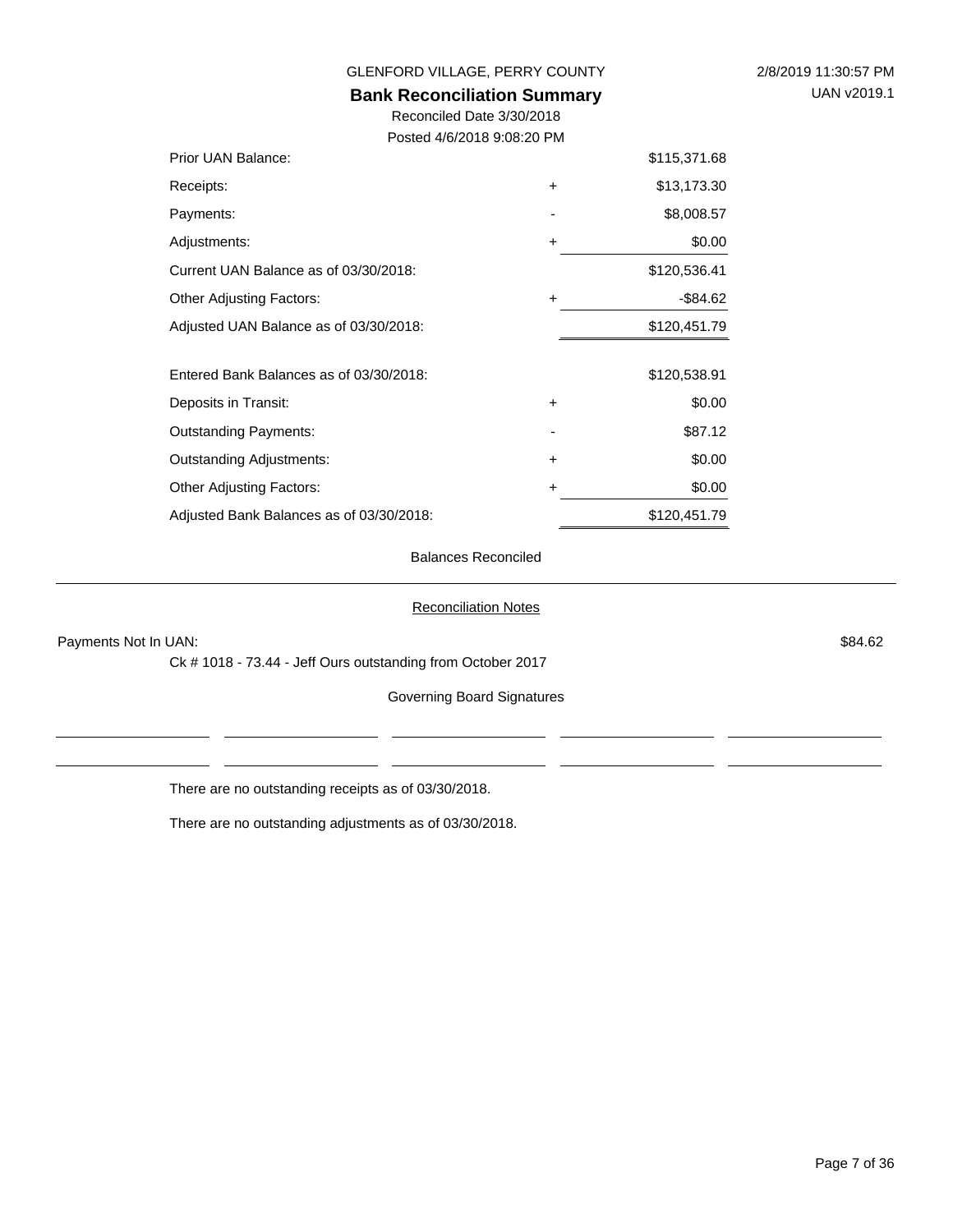GLENFORD VILLAGE, PERRY COUNTY

# Bank Reconciliation Summary

Reconciled Date 3/30/2018

Posted 4/6/2018 9:08:20 PM

| | | |
|---|---|---|
| Prior UAN Balance: | | $115,371.68 |
| Receipts: | + | $13,173.30 |
| Payments: | - | $8,008.57 |
| Adjustments: | + | $0.00 |
| Current UAN Balance as of 03/30/2018: | | $120,536.41 |
| Other Adjusting Factors: | + | -$84.62 |
| Adjusted UAN Balance as of 03/30/2018: | | $120,451.79 |
| | | |
| Entered Bank Balances as of 03/30/2018: | | $120,538.91 |
| Deposits in Transit: | + | $0.00 |
| Outstanding Payments: | - | $87.12 |
| Outstanding Adjustments: | + | $0.00 |
| Other Adjusting Factors: | + | $0.00 |
| Adjusted Bank Balances as of 03/30/2018: | | $120,451.79 |

Balances Reconciled

## Reconciliation Notes

Payments Not In UAN: $84.62

Ck # 1018 - 73.44 - Jeff Ours outstanding from October 2017

Governing Board Signatures

There are no outstanding receipts as of 03/30/2018.

There are no outstanding adjustments as of 03/30/2018.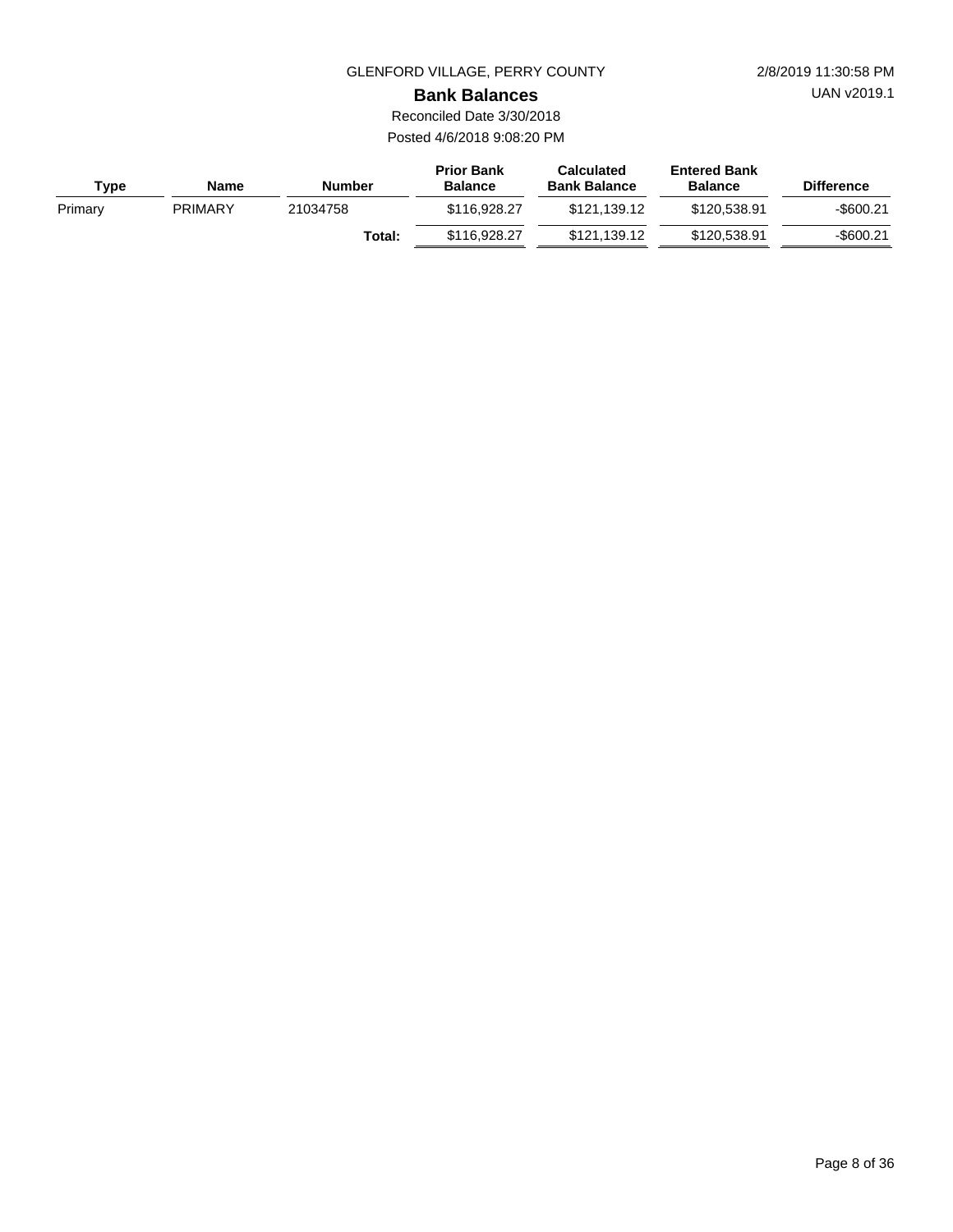GLENFORD VILLAGE, PERRY COUNTY

2/8/2019 11:30:58 PM

UAN v2019.1

# Bank Balances

Reconciled Date 3/30/2018

Posted 4/6/2018 9:08:20 PM

| Type | Name | Number | Prior Bank Balance | Calculated Bank Balance | Entered Bank Balance | Difference |
|---|---|---|---|---|---|---|
| Primary | PRIMARY | 21034758 | $116,928.27 | $121,139.12 | $120,538.91 | -$600.21 |
| | | **Total:** | $116,928.27 | $121,139.12 | $120,538.91 | -$600.21 |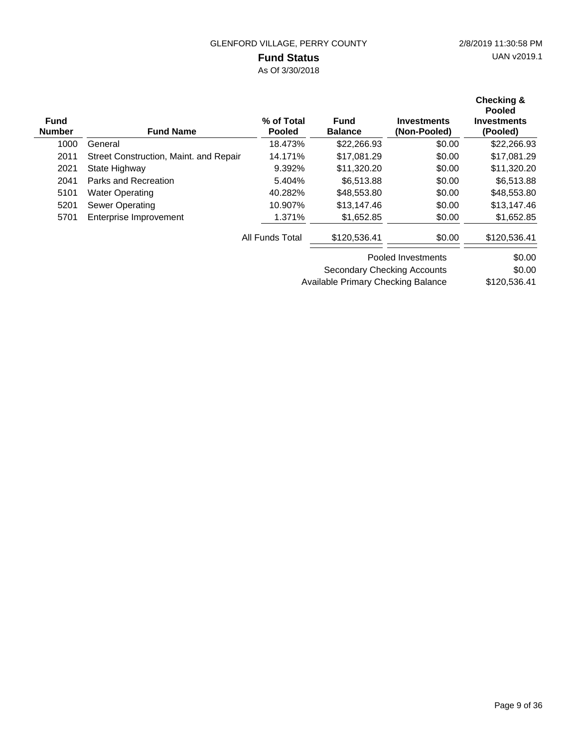GLENFORD VILLAGE, PERRY COUNTY

2/8/2019 11:30:58 PM

UAN v2019.1

# Fund Status

As Of 3/30/2018

| Fund Number | Fund Name | % of Total Pooled | Fund Balance | Investments (Non-Pooled) | Checking & Pooled Investments (Pooled) |
|---|---|---|---|---|---|
| 1000 | General | 18.473% | $22,266.93 | $0.00 | $22,266.93 |
| 2011 | Street Construction, Maint. and Repair | 14.171% | $17,081.29 | $0.00 | $17,081.29 |
| 2021 | State Highway | 9.392% | $11,320.20 | $0.00 | $11,320.20 |
| 2041 | Parks and Recreation | 5.404% | $6,513.88 | $0.00 | $6,513.88 |
| 5101 | Water Operating | 40.282% | $48,553.80 | $0.00 | $48,553.80 |
| 5201 | Sewer Operating | 10.907% | $13,147.46 | $0.00 | $13,147.46 |
| 5701 | Enterprise Improvement | 1.371% | $1,652.85 | $0.00 | $1,652.85 |
| | | All Funds Total | $120,536.41 | $0.00 | $120,536.41 |
| | | | | Pooled Investments | $0.00 |
| | | | | Secondary Checking Accounts | $0.00 |
| | | | | Available Primary Checking Balance | $120,536.41 |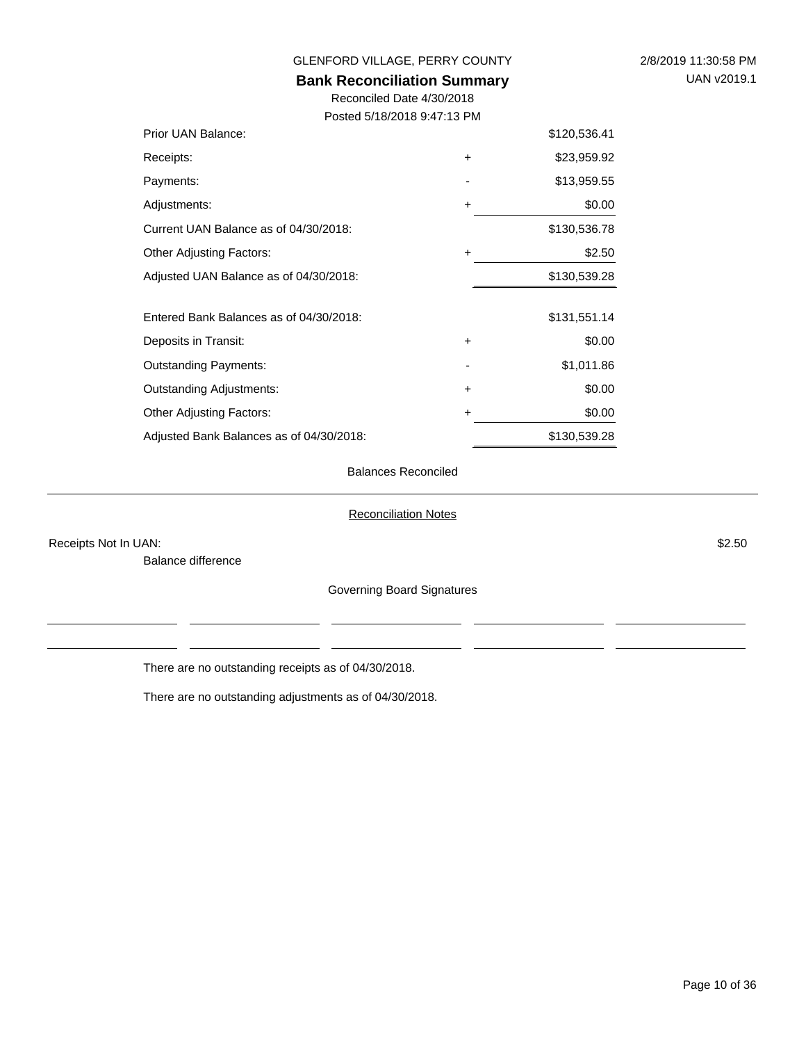GLENFORD VILLAGE, PERRY COUNTY

## Bank Reconciliation Summary

Reconciled Date 4/30/2018

Posted 5/18/2018 9:47:13 PM

| | | |
|---|---|---|
| Prior UAN Balance: | | $120,536.41 |
| Receipts: | + | $23,959.92 |
| Payments: | - | $13,959.55 |
| Adjustments: | + | $0.00 |
| Current UAN Balance as of 04/30/2018: | | $130,536.78 |
| Other Adjusting Factors: | + | $2.50 |
| Adjusted UAN Balance as of 04/30/2018: | | $130,539.28 |
| | | |
| Entered Bank Balances as of 04/30/2018: | | $131,551.14 |
| Deposits in Transit: | + | $0.00 |
| Outstanding Payments: | - | $1,011.86 |
| Outstanding Adjustments: | + | $0.00 |
| Other Adjusting Factors: | + | $0.00 |
| Adjusted Bank Balances as of 04/30/2018: | | $130,539.28 |

Balances Reconciled

---

Reconciliation Notes

Receipts Not In UAN: $2.50

Balance difference

Governing Board Signatures

\_\_\_\_\_\_\_\_\_\_\_\_\_\_\_\_ \_\_\_\_\_\_\_\_\_\_\_\_\_\_\_\_ \_\_\_\_\_\_\_\_\_\_\_\_\_\_\_\_ \_\_\_\_\_\_\_\_\_\_\_\_\_\_\_\_ \_\_\_\_\_\_\_\_\_\_\_\_\_\_\_\_

\_\_\_\_\_\_\_\_\_\_\_\_\_\_\_\_ \_\_\_\_\_\_\_\_\_\_\_\_\_\_\_\_ \_\_\_\_\_\_\_\_\_\_\_\_\_\_\_\_ \_\_\_\_\_\_\_\_\_\_\_\_\_\_\_\_ \_\_\_\_\_\_\_\_\_\_\_\_\_\_\_\_

There are no outstanding receipts as of 04/30/2018.

There are no outstanding adjustments as of 04/30/2018.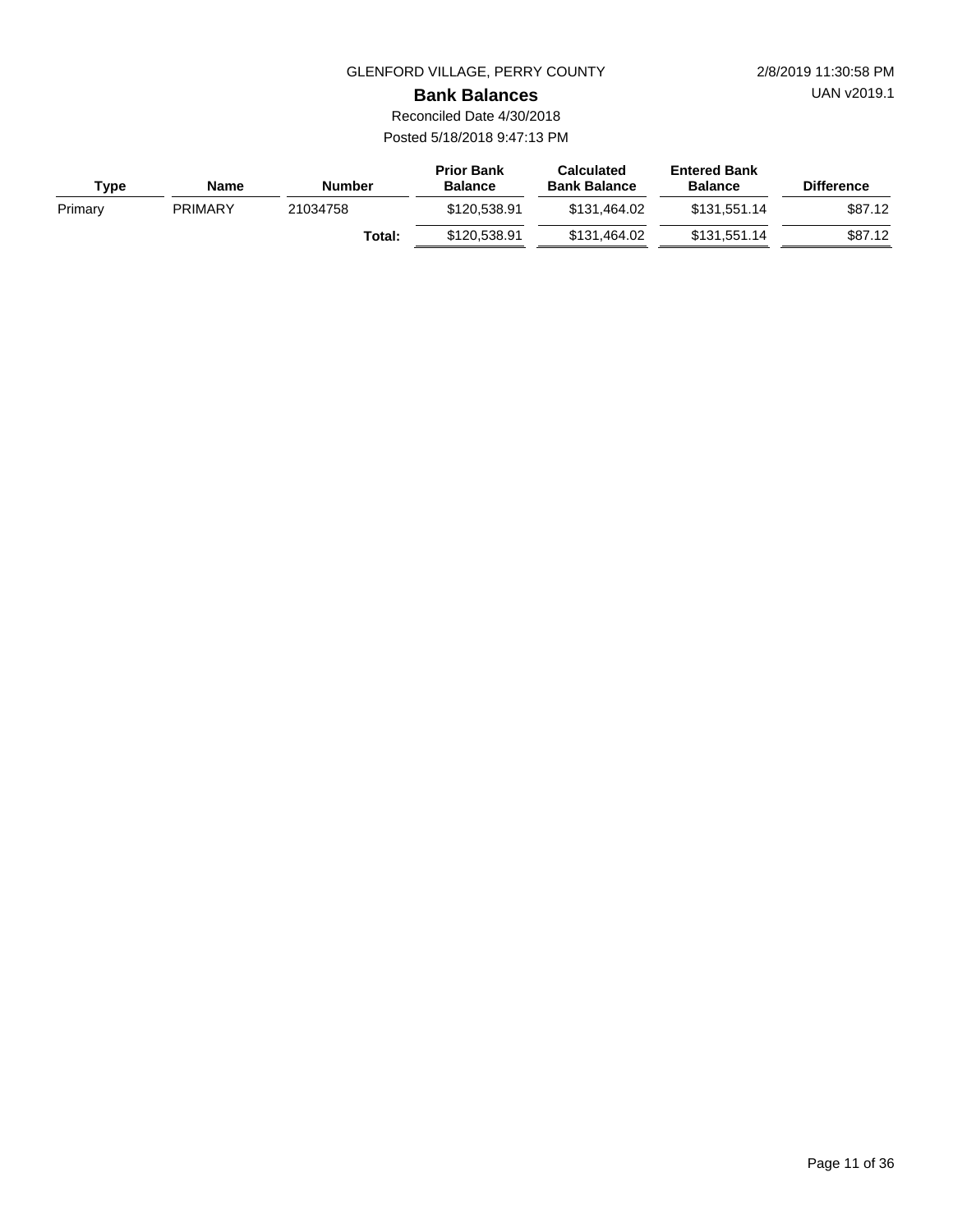GLENFORD VILLAGE, PERRY COUNTY

2/8/2019 11:30:58 PM

UAN v2019.1

## Bank Balances

Reconciled Date 4/30/2018

Posted 5/18/2018 9:47:13 PM

| Type | Name | Number | Prior Bank Balance | Calculated Bank Balance | Entered Bank Balance | Difference |
|---|---|---|---|---|---|---|
| Primary | PRIMARY | 21034758 | $120,538.91 | $131,464.02 | $131,551.14 | $87.12 |
| | | **Total:** | $120,538.91 | $131,464.02 | $131,551.14 | $87.12 |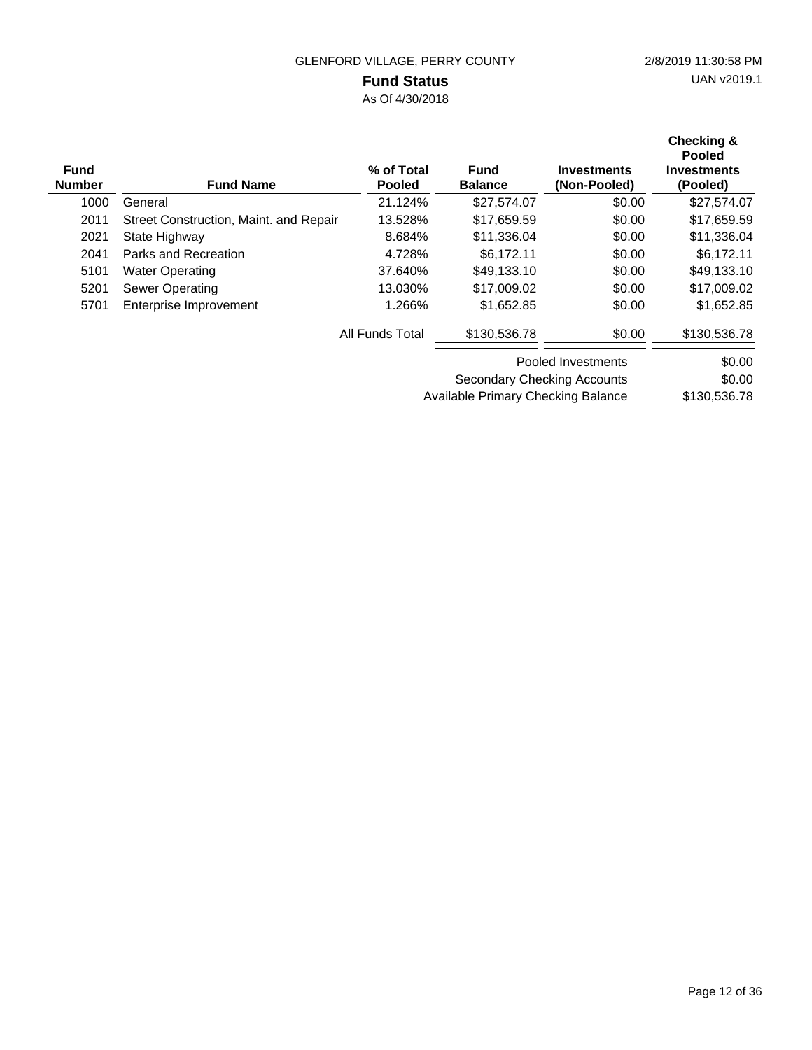GLENFORD VILLAGE, PERRY COUNTY

2/8/2019 11:30:58 PM

UAN v2019.1

# Fund Status

As Of 4/30/2018

| Fund Number | Fund Name | % of Total Pooled | Fund Balance | Investments (Non-Pooled) | Checking & Pooled Investments (Pooled) |
|---|---|---|---|---|---|
| 1000 | General | 21.124% | $27,574.07 | $0.00 | $27,574.07 |
| 2011 | Street Construction, Maint. and Repair | 13.528% | $17,659.59 | $0.00 | $17,659.59 |
| 2021 | State Highway | 8.684% | $11,336.04 | $0.00 | $11,336.04 |
| 2041 | Parks and Recreation | 4.728% | $6,172.11 | $0.00 | $6,172.11 |
| 5101 | Water Operating | 37.640% | $49,133.10 | $0.00 | $49,133.10 |
| 5201 | Sewer Operating | 13.030% | $17,009.02 | $0.00 | $17,009.02 |
| 5701 | Enterprise Improvement | 1.266% | $1,652.85 | $0.00 | $1,652.85 |
| | | All Funds Total | $130,536.78 | $0.00 | $130,536.78 |

| | |
|---|---|
| Pooled Investments | $0.00 |
| Secondary Checking Accounts | $0.00 |
| Available Primary Checking Balance | $130,536.78 |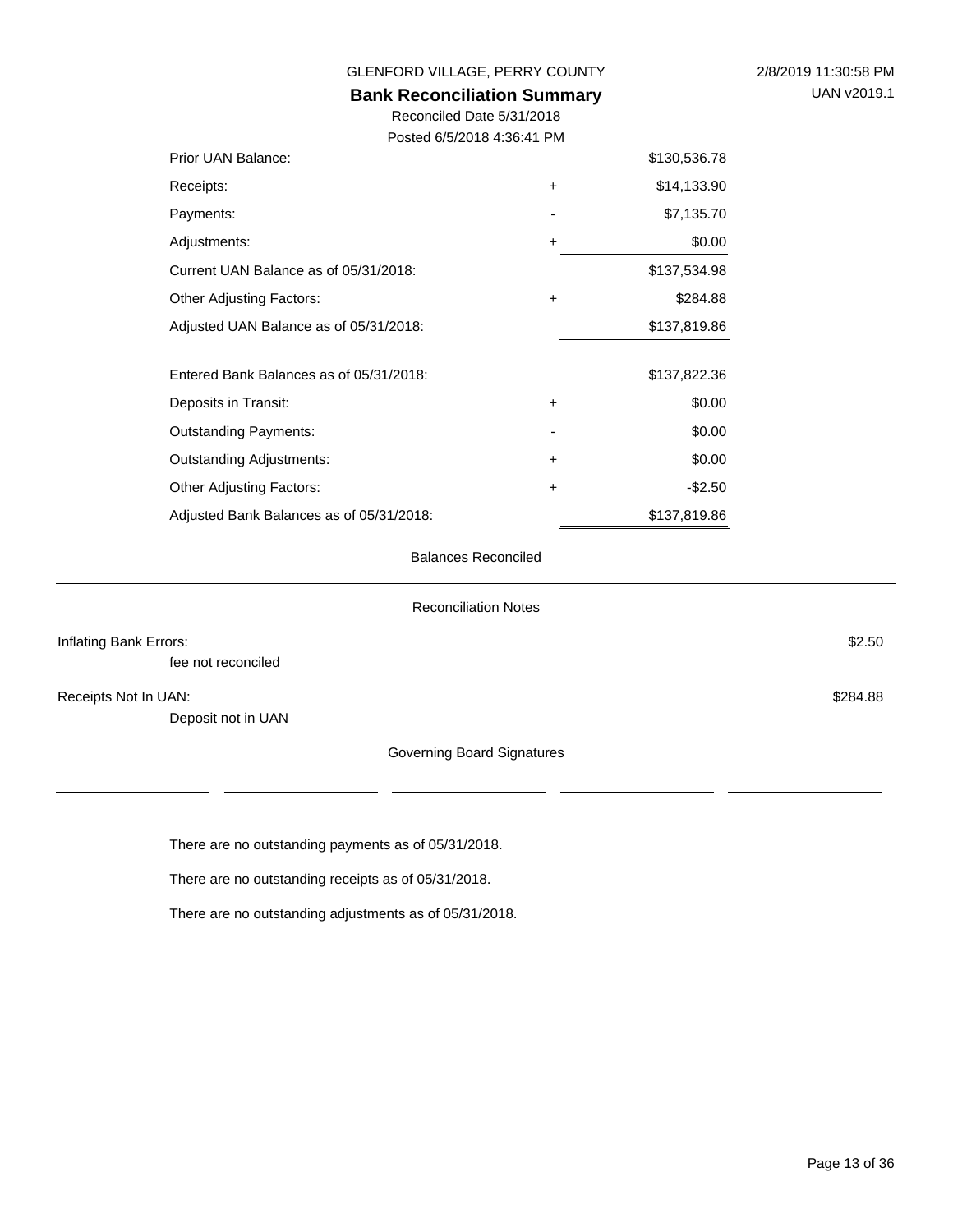GLENFORD VILLAGE, PERRY COUNTY

2/8/2019 11:30:58 PM

UAN v2019.1

## Bank Reconciliation Summary

Reconciled Date 5/31/2018

Posted 6/5/2018 4:36:41 PM

| | | |
|---|---|---|
| Prior UAN Balance: | | $130,536.78 |
| Receipts: | + | $14,133.90 |
| Payments: | - | $7,135.70 |
| Adjustments: | + | $0.00 |
| Current UAN Balance as of 05/31/2018: | | $137,534.98 |
| Other Adjusting Factors: | + | $284.88 |
| Adjusted UAN Balance as of 05/31/2018: | | $137,819.86 |
| | | |
| Entered Bank Balances as of 05/31/2018: | | $137,822.36 |
| Deposits in Transit: | + | $0.00 |
| Outstanding Payments: | - | $0.00 |
| Outstanding Adjustments: | + | $0.00 |
| Other Adjusting Factors: | + | -$2.50 |
| Adjusted Bank Balances as of 05/31/2018: | | $137,819.86 |

Balances Reconciled

### Reconciliation Notes

Inflating Bank Errors: $2.50

fee not reconciled

Receipts Not In UAN: $284.88

Deposit not in UAN

### Governing Board Signatures

| | | | | |
|---|---|---|---|---|
| | | | | |
| | | | | |

There are no outstanding payments as of 05/31/2018.

There are no outstanding receipts as of 05/31/2018.

There are no outstanding adjustments as of 05/31/2018.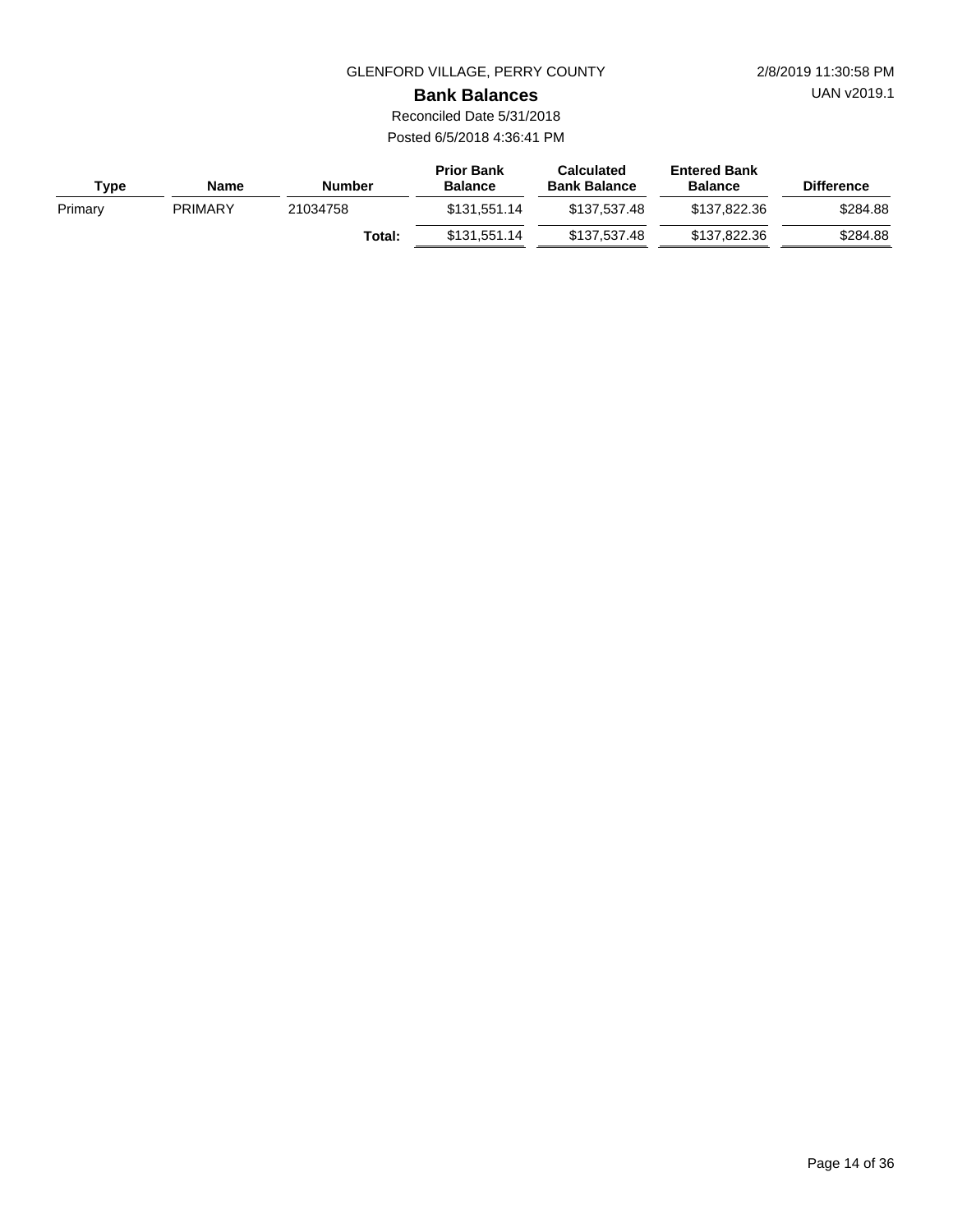GLENFORD VILLAGE, PERRY COUNTY

2/8/2019 11:30:58 PM

UAN v2019.1

## Bank Balances

Reconciled Date 5/31/2018

Posted 6/5/2018 4:36:41 PM

| Type | Name | Number | Prior Bank Balance | Calculated Bank Balance | Entered Bank Balance | Difference |
|---|---|---|---|---|---|---|
| Primary | PRIMARY | 21034758 | $131,551.14 | $137,537.48 | $137,822.36 | $284.88 |
| | | **Total:** | $131,551.14 | $137,537.48 | $137,822.36 | $284.88 |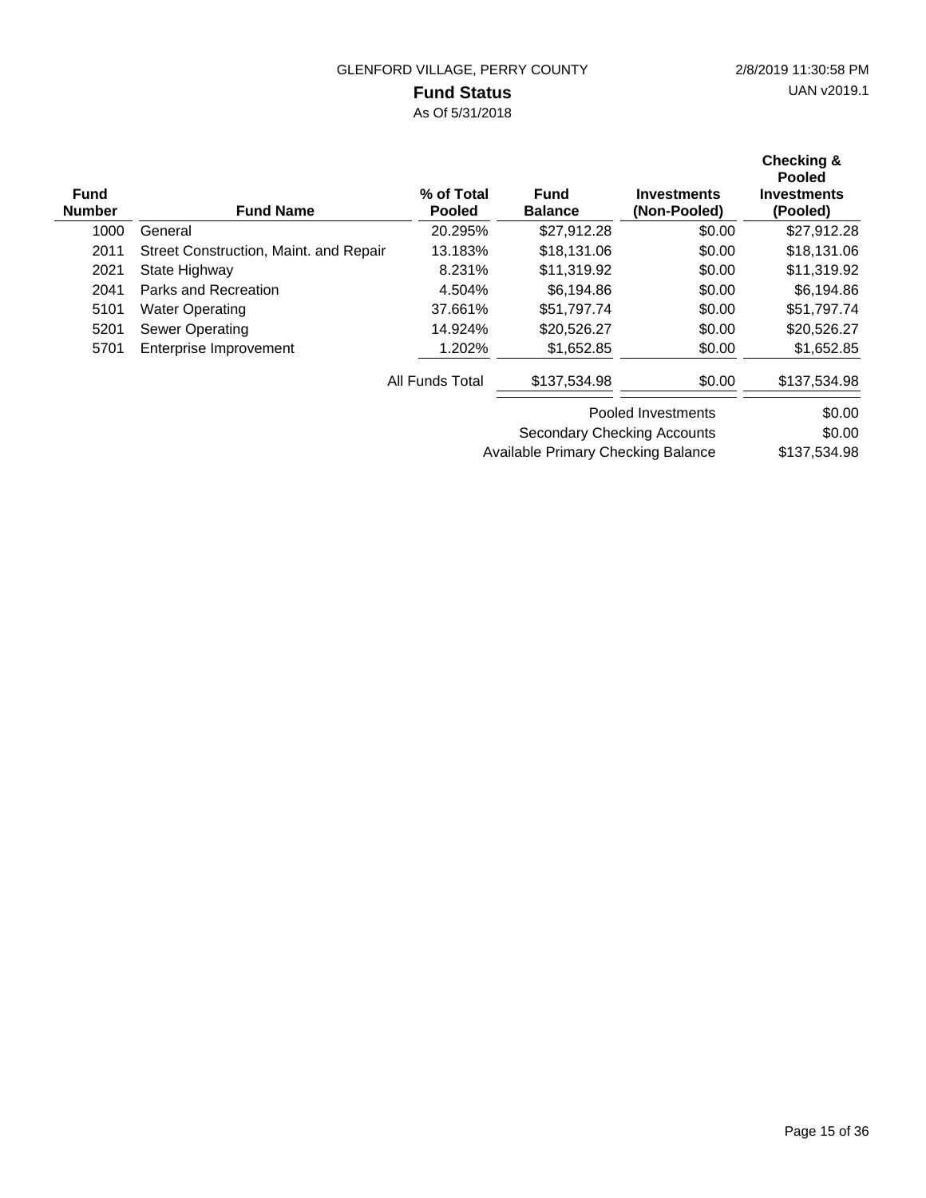GLENFORD VILLAGE, PERRY COUNTY

2/8/2019 11:30:58 PM

UAN v2019.1

# Fund Status

As Of 5/31/2018

| Fund Number | Fund Name | % of Total Pooled | Fund Balance | Investments (Non-Pooled) | Checking & Pooled Investments (Pooled) |
|---|---|---|---|---|---|
| 1000 | General | 20.295% | $27,912.28 | $0.00 | $27,912.28 |
| 2011 | Street Construction, Maint. and Repair | 13.183% | $18,131.06 | $0.00 | $18,131.06 |
| 2021 | State Highway | 8.231% | $11,319.92 | $0.00 | $11,319.92 |
| 2041 | Parks and Recreation | 4.504% | $6,194.86 | $0.00 | $6,194.86 |
| 5101 | Water Operating | 37.661% | $51,797.74 | $0.00 | $51,797.74 |
| 5201 | Sewer Operating | 14.924% | $20,526.27 | $0.00 | $20,526.27 |
| 5701 | Enterprise Improvement | 1.202% | $1,652.85 | $0.00 | $1,652.85 |
| | | All Funds Total | $137,534.98 | $0.00 | $137,534.98 |

| | |
|---|---|
| Pooled Investments | $0.00 |
| Secondary Checking Accounts | $0.00 |
| Available Primary Checking Balance | $137,534.98 |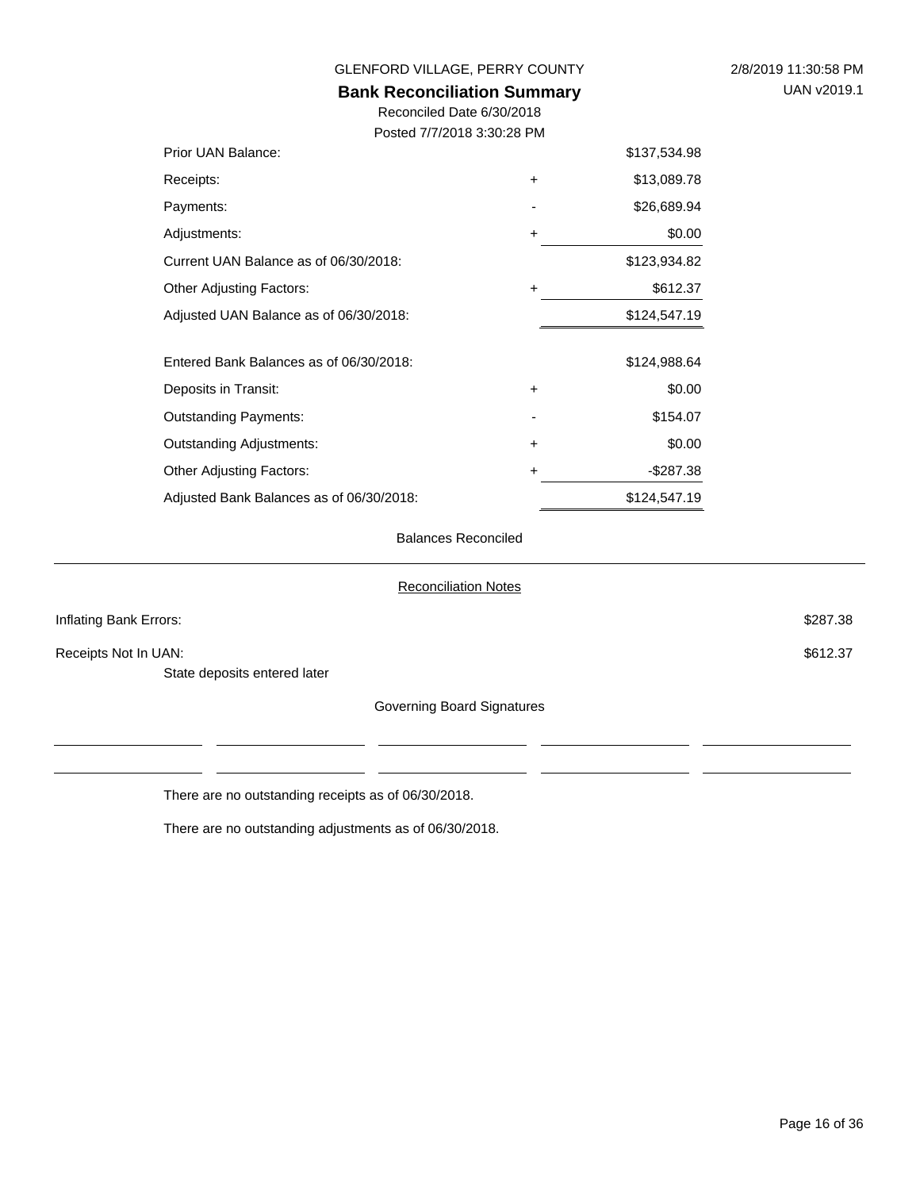GLENFORD VILLAGE, PERRY COUNTY

2/8/2019 11:30:58 PM

UAN v2019.1

## Bank Reconciliation Summary

Reconciled Date 6/30/2018

Posted 7/7/2018 3:30:28 PM

| | | |
|---|---|---|
| Prior UAN Balance: | | $137,534.98 |
| Receipts: | + | $13,089.78 |
| Payments: | - | $26,689.94 |
| Adjustments: | + | $0.00 |
| Current UAN Balance as of 06/30/2018: | | $123,934.82 |
| Other Adjusting Factors: | + | $612.37 |
| Adjusted UAN Balance as of 06/30/2018: | | $124,547.19 |

| | | |
|---|---|---|
| Entered Bank Balances as of 06/30/2018: | | $124,988.64 |
| Deposits in Transit: | + | $0.00 |
| Outstanding Payments: | - | $154.07 |
| Outstanding Adjustments: | + | $0.00 |
| Other Adjusting Factors: | + | -$287.38 |
| Adjusted Bank Balances as of 06/30/2018: | | $124,547.19 |

Balances Reconciled

### Reconciliation Notes

| | |
|---|---|
| Inflating Bank Errors: | $287.38 |
| Receipts Not In UAN: | $612.37 |

State deposits entered later

Governing Board Signatures

There are no outstanding receipts as of 06/30/2018.

There are no outstanding adjustments as of 06/30/2018.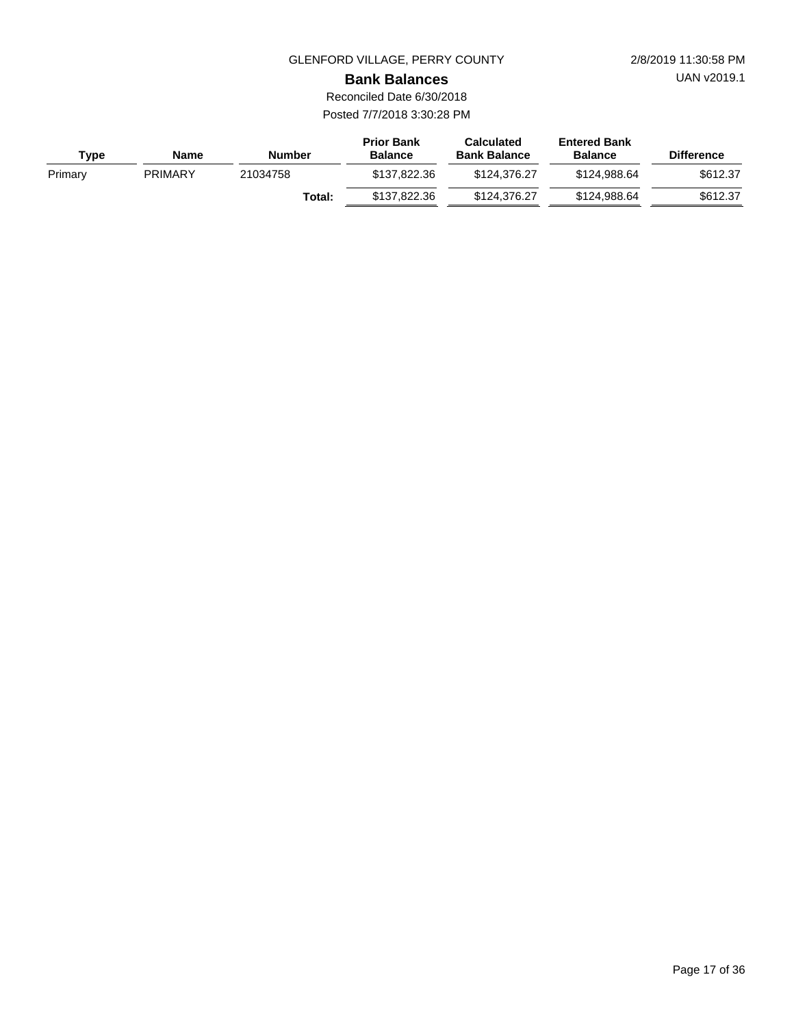GLENFORD VILLAGE, PERRY COUNTY

2/8/2019 11:30:58 PM

UAN v2019.1

# Bank Balances

Reconciled Date 6/30/2018

Posted 7/7/2018 3:30:28 PM

| Type | Name | Number | Prior Bank Balance | Calculated Bank Balance | Entered Bank Balance | Difference |
|---|---|---|---|---|---|---|
| Primary | PRIMARY | 21034758 | $137,822.36 | $124,376.27 | $124,988.64 | $612.37 |
| | | **Total:** | $137,822.36 | $124,376.27 | $124,988.64 | $612.37 |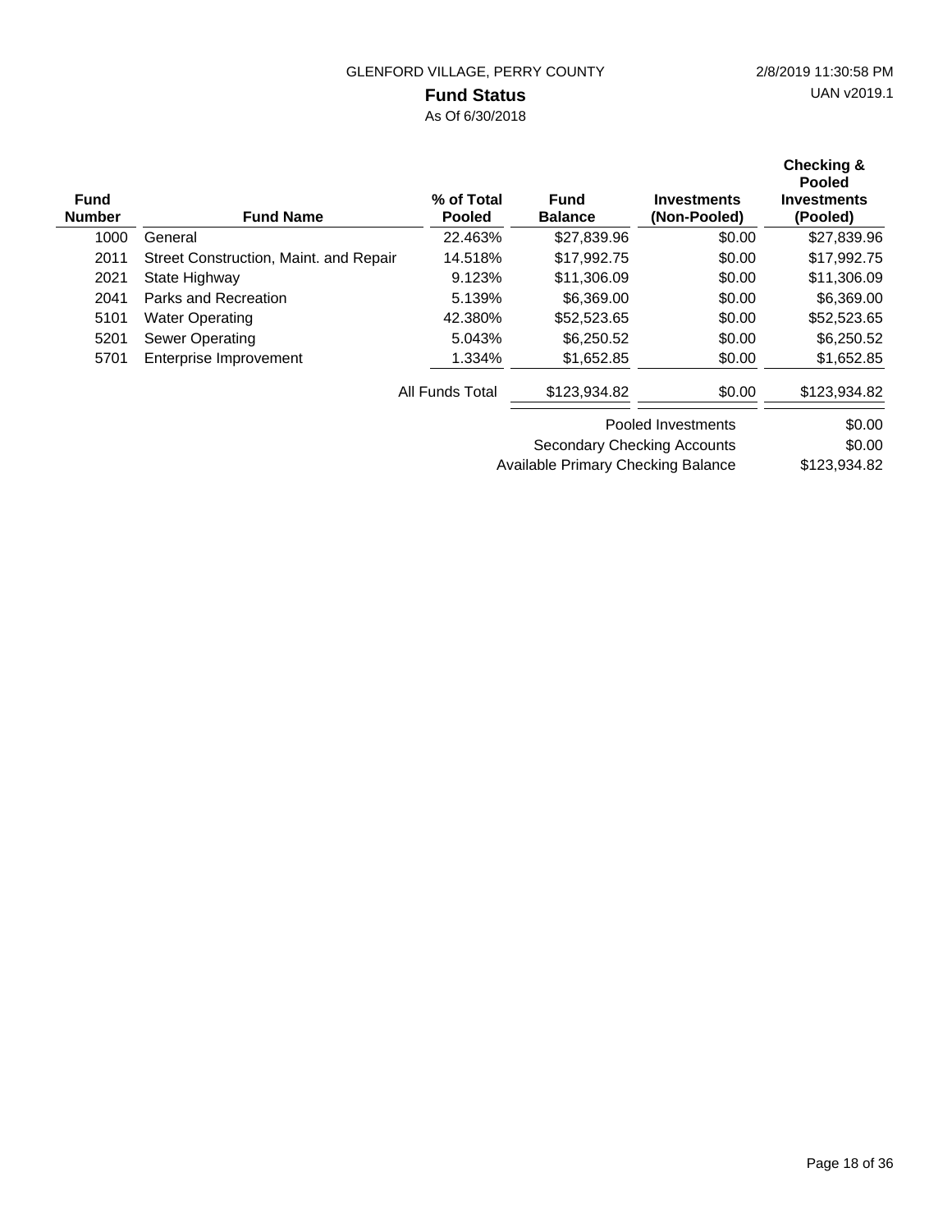GLENFORD VILLAGE, PERRY COUNTY

2/8/2019 11:30:58 PM

UAN v2019.1

# Fund Status

As Of 6/30/2018

| Fund Number | Fund Name | % of Total Pooled | Fund Balance | Investments (Non-Pooled) | Checking & Pooled Investments (Pooled) |
|---|---|---|---|---|---|
| 1000 | General | 22.463% | $27,839.96 | $0.00 | $27,839.96 |
| 2011 | Street Construction, Maint. and Repair | 14.518% | $17,992.75 | $0.00 | $17,992.75 |
| 2021 | State Highway | 9.123% | $11,306.09 | $0.00 | $11,306.09 |
| 2041 | Parks and Recreation | 5.139% | $6,369.00 | $0.00 | $6,369.00 |
| 5101 | Water Operating | 42.380% | $52,523.65 | $0.00 | $52,523.65 |
| 5201 | Sewer Operating | 5.043% | $6,250.52 | $0.00 | $6,250.52 |
| 5701 | Enterprise Improvement | 1.334% | $1,652.85 | $0.00 | $1,652.85 |
| | | All Funds Total | $123,934.82 | $0.00 | $123,934.82 |

| | |
|---|---|
| Pooled Investments | $0.00 |
| Secondary Checking Accounts | $0.00 |
| Available Primary Checking Balance | $123,934.82 |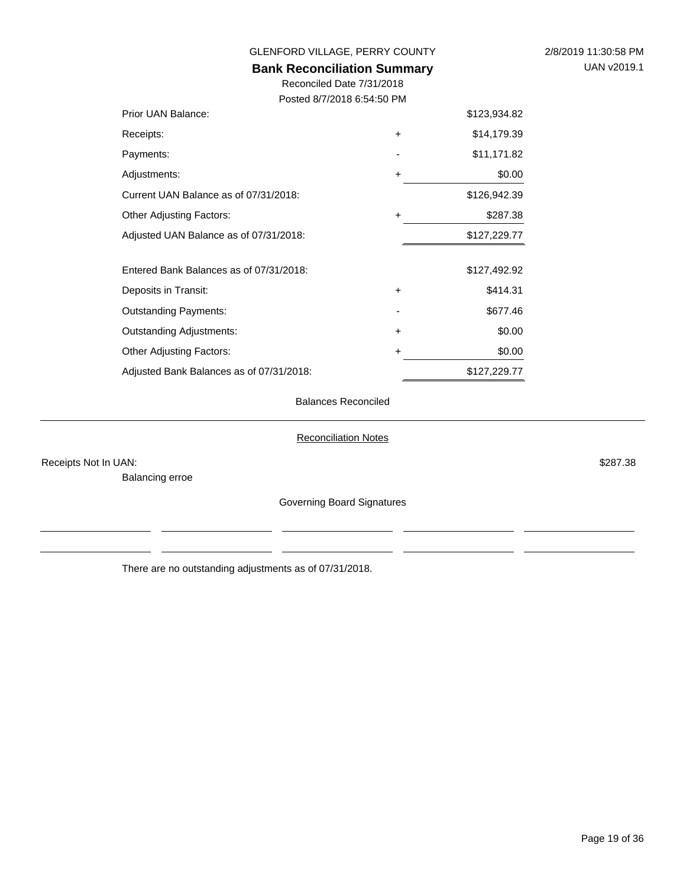GLENFORD VILLAGE, PERRY COUNTY

2/8/2019 11:30:58 PM

UAN v2019.1

## Bank Reconciliation Summary

Reconciled Date 7/31/2018

Posted 8/7/2018 6:54:50 PM

| | | |
|---|---|---|
| Prior UAN Balance: | | $123,934.82 |
| Receipts: | + | $14,179.39 |
| Payments: | - | $11,171.82 |
| Adjustments: | + | $0.00 |
| Current UAN Balance as of 07/31/2018: | | $126,942.39 |
| Other Adjusting Factors: | + | $287.38 |
| Adjusted UAN Balance as of 07/31/2018: | | $127,229.77 |
| | | |
| Entered Bank Balances as of 07/31/2018: | | $127,492.92 |
| Deposits in Transit: | + | $414.31 |
| Outstanding Payments: | - | $677.46 |
| Outstanding Adjustments: | + | $0.00 |
| Other Adjusting Factors: | + | $0.00 |
| Adjusted Bank Balances as of 07/31/2018: | | $127,229.77 |

Balances Reconciled

Reconciliation Notes

Receipts Not In UAN: $287.38

Balancing erroe

Governing Board Signatures

There are no outstanding adjustments as of 07/31/2018.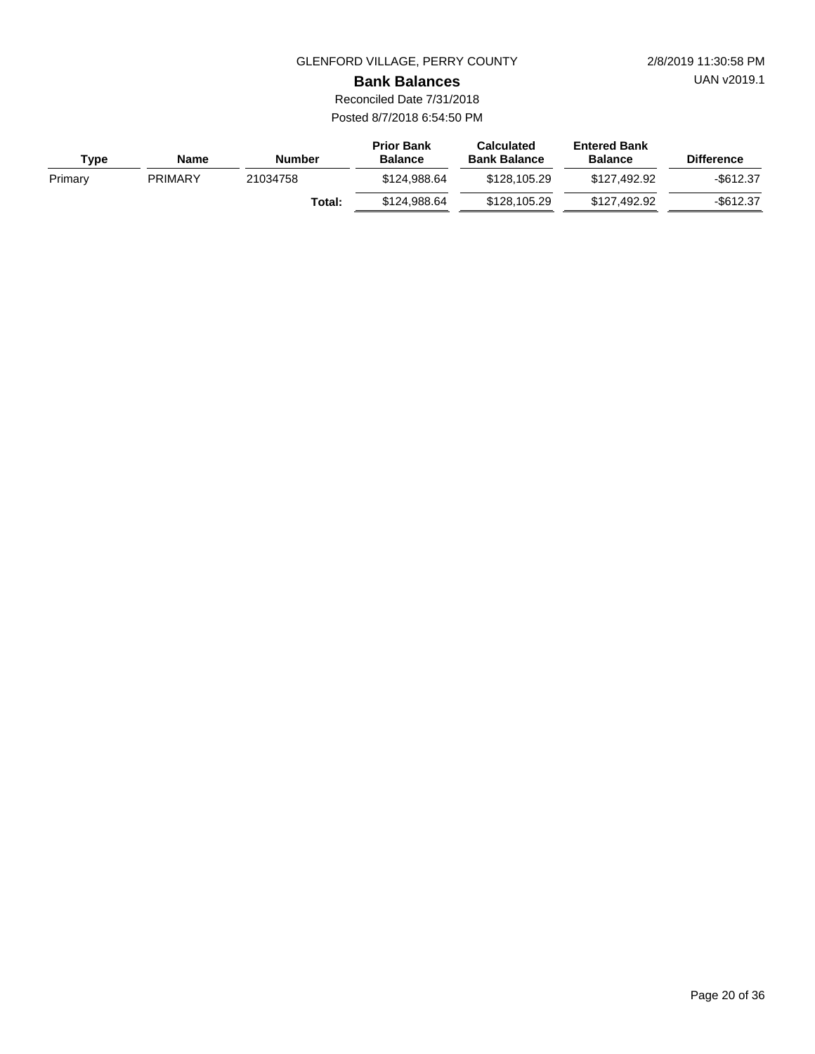GLENFORD VILLAGE, PERRY COUNTY

2/8/2019 11:30:58 PM

UAN v2019.1

## Bank Balances

Reconciled Date 7/31/2018

Posted 8/7/2018 6:54:50 PM

| Type | Name | Number | Prior Bank Balance | Calculated Bank Balance | Entered Bank Balance | Difference |
|---|---|---|---|---|---|---|
| Primary | PRIMARY | 21034758 | $124,988.64 | $128,105.29 | $127,492.92 | -$612.37 |
| | | **Total:** | $124,988.64 | $128,105.29 | $127,492.92 | -$612.37 |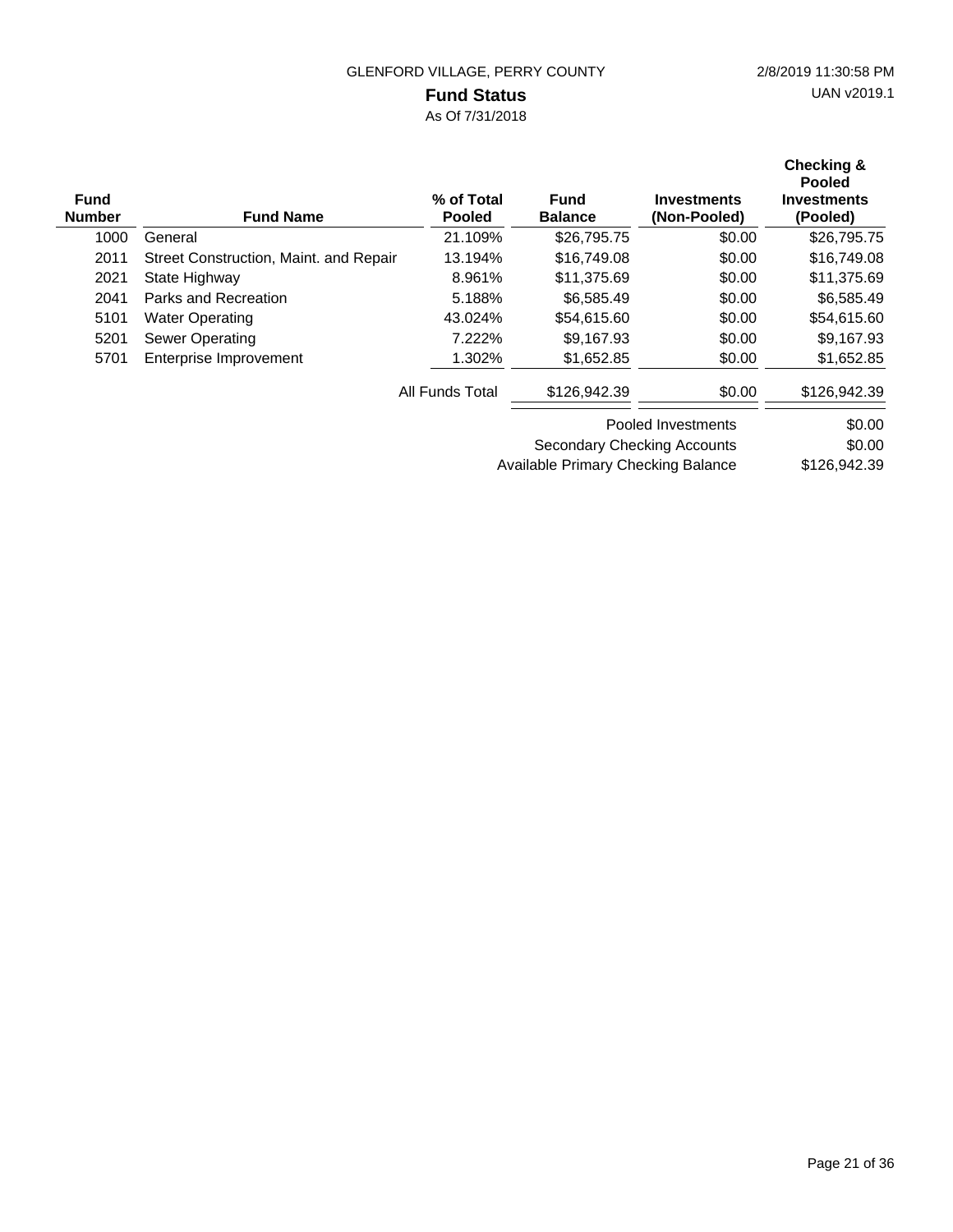GLENFORD VILLAGE, PERRY COUNTY

2/8/2019 11:30:58 PM

UAN v2019.1

# Fund Status

As Of 7/31/2018

| Fund Number | Fund Name | % of Total Pooled | Fund Balance | Investments (Non-Pooled) | Checking & Pooled Investments (Pooled) |
|---|---|---|---|---|---|
| 1000 | General | 21.109% | $26,795.75 | $0.00 | $26,795.75 |
| 2011 | Street Construction, Maint. and Repair | 13.194% | $16,749.08 | $0.00 | $16,749.08 |
| 2021 | State Highway | 8.961% | $11,375.69 | $0.00 | $11,375.69 |
| 2041 | Parks and Recreation | 5.188% | $6,585.49 | $0.00 | $6,585.49 |
| 5101 | Water Operating | 43.024% | $54,615.60 | $0.00 | $54,615.60 |
| 5201 | Sewer Operating | 7.222% | $9,167.93 | $0.00 | $9,167.93 |
| 5701 | Enterprise Improvement | 1.302% | $1,652.85 | $0.00 | $1,652.85 |
| | | All Funds Total | $126,942.39 | $0.00 | $126,942.39 |

| | |
|---|---|
| Pooled Investments | $0.00 |
| Secondary Checking Accounts | $0.00 |
| Available Primary Checking Balance | $126,942.39 |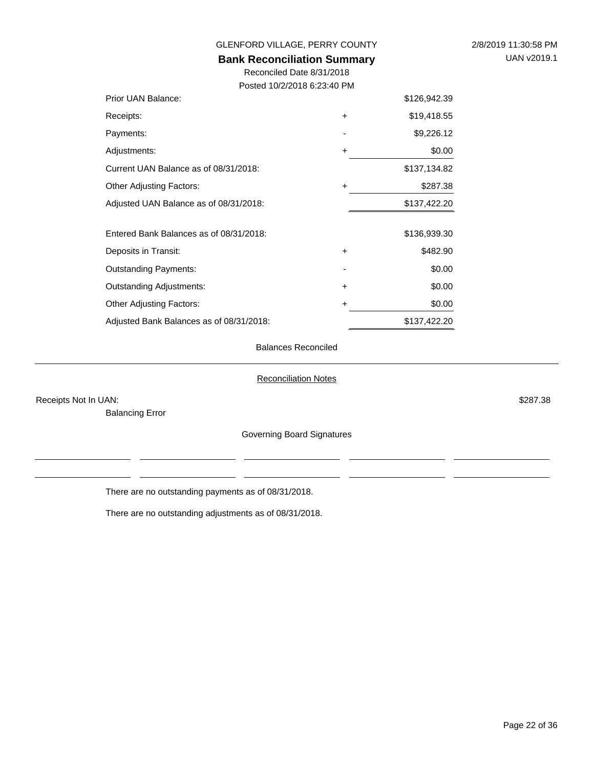GLENFORD VILLAGE, PERRY COUNTY

2/8/2019 11:30:58 PM

UAN v2019.1

# Bank Reconciliation Summary

Reconciled Date 8/31/2018

Posted 10/2/2018 6:23:40 PM

| | | |
|---|---|---|
| Prior UAN Balance: | | $126,942.39 |
| Receipts: | + | $19,418.55 |
| Payments: | - | $9,226.12 |
| Adjustments: | + | $0.00 |
| Current UAN Balance as of 08/31/2018: | | $137,134.82 |
| Other Adjusting Factors: | + | $287.38 |
| Adjusted UAN Balance as of 08/31/2018: | | $137,422.20 |
| | | |
| Entered Bank Balances as of 08/31/2018: | | $136,939.30 |
| Deposits in Transit: | + | $482.90 |
| Outstanding Payments: | - | $0.00 |
| Outstanding Adjustments: | + | $0.00 |
| Other Adjusting Factors: | + | $0.00 |
| Adjusted Bank Balances as of 08/31/2018: | | $137,422.20 |

Balances Reconciled

---

Reconciliation Notes

Receipts Not In UAN: $287.38

Balancing Error

Governing Board Signatures

\_\_\_\_\_\_\_\_\_\_\_\_\_\_\_\_ \_\_\_\_\_\_\_\_\_\_\_\_\_\_\_\_ \_\_\_\_\_\_\_\_\_\_\_\_\_\_\_\_ \_\_\_\_\_\_\_\_\_\_\_\_\_\_\_\_ \_\_\_\_\_\_\_\_\_\_\_\_\_\_\_\_

\_\_\_\_\_\_\_\_\_\_\_\_\_\_\_\_ \_\_\_\_\_\_\_\_\_\_\_\_\_\_\_\_ \_\_\_\_\_\_\_\_\_\_\_\_\_\_\_\_ \_\_\_\_\_\_\_\_\_\_\_\_\_\_\_\_ \_\_\_\_\_\_\_\_\_\_\_\_\_\_\_\_

There are no outstanding payments as of 08/31/2018.

There are no outstanding adjustments as of 08/31/2018.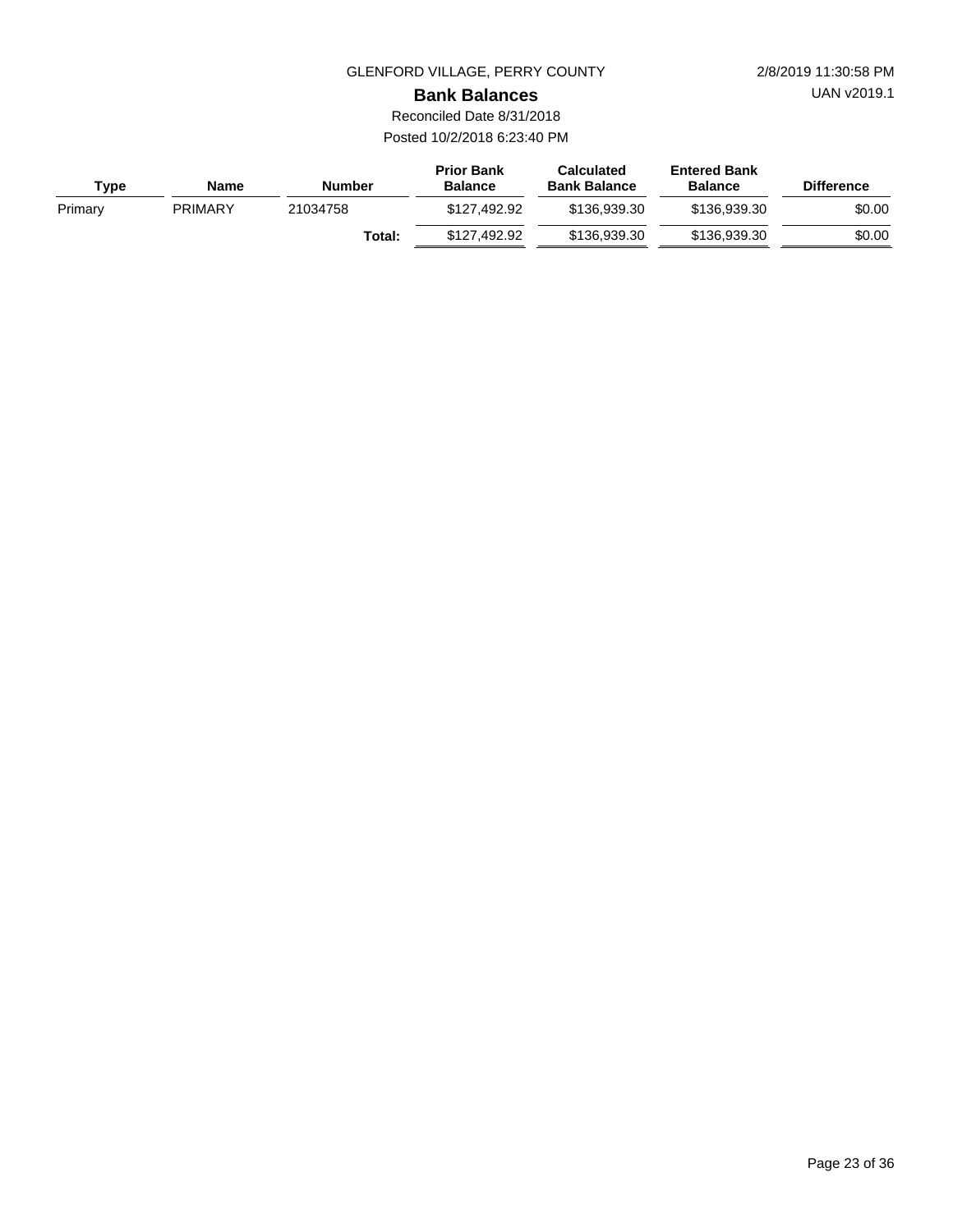GLENFORD VILLAGE, PERRY COUNTY

2/8/2019 11:30:58 PM

UAN v2019.1

## Bank Balances

Reconciled Date 8/31/2018

Posted 10/2/2018 6:23:40 PM

| Type | Name | Number | Prior Bank Balance | Calculated Bank Balance | Entered Bank Balance | Difference |
|---|---|---|---|---|---|---|
| Primary | PRIMARY | 21034758 | $127,492.92 | $136,939.30 | $136,939.30 | $0.00 |
| | | **Total:** | $127,492.92 | $136,939.30 | $136,939.30 | $0.00 |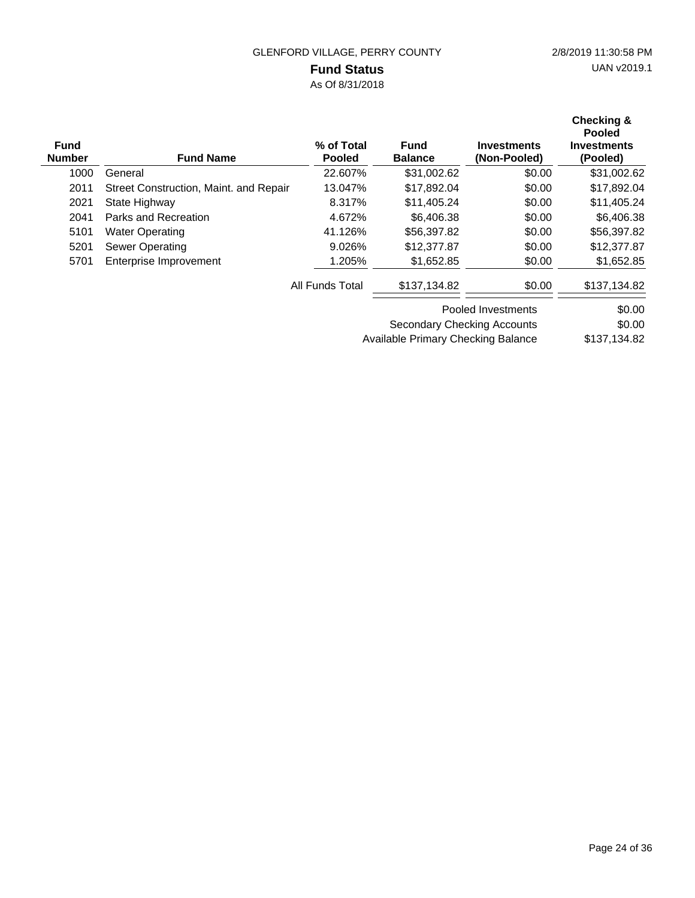GLENFORD VILLAGE, PERRY COUNTY

2/8/2019 11:30:58 PM

UAN v2019.1

# Fund Status

As Of 8/31/2018

| Fund Number | Fund Name | % of Total Pooled | Fund Balance | Investments (Non-Pooled) | Checking & Pooled Investments (Pooled) |
|---|---|---|---|---|---|
| 1000 | General | 22.607% | $31,002.62 | $0.00 | $31,002.62 |
| 2011 | Street Construction, Maint. and Repair | 13.047% | $17,892.04 | $0.00 | $17,892.04 |
| 2021 | State Highway | 8.317% | $11,405.24 | $0.00 | $11,405.24 |
| 2041 | Parks and Recreation | 4.672% | $6,406.38 | $0.00 | $6,406.38 |
| 5101 | Water Operating | 41.126% | $56,397.82 | $0.00 | $56,397.82 |
| 5201 | Sewer Operating | 9.026% | $12,377.87 | $0.00 | $12,377.87 |
| 5701 | Enterprise Improvement | 1.205% | $1,652.85 | $0.00 | $1,652.85 |
| | | All Funds Total | $137,134.82 | $0.00 | $137,134.82 |

| | |
|---|---|
| Pooled Investments | $0.00 |
| Secondary Checking Accounts | $0.00 |
| Available Primary Checking Balance | $137,134.82 |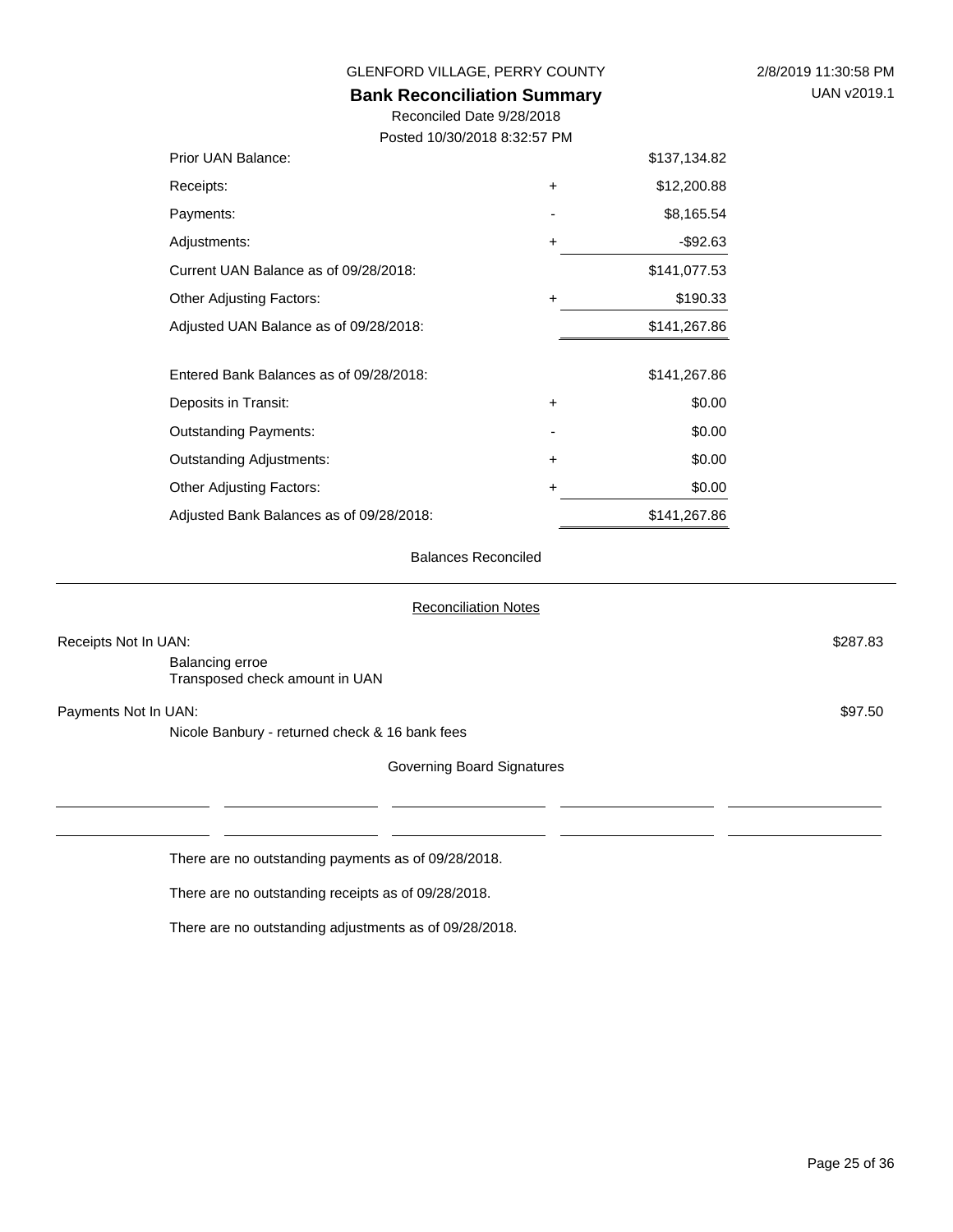GLENFORD VILLAGE, PERRY COUNTY

2/8/2019 11:30:58 PM

UAN v2019.1

## Bank Reconciliation Summary

Reconciled Date 9/28/2018

Posted 10/30/2018 8:32:57 PM

| | | |
|---|---|---|
| Prior UAN Balance: | | $137,134.82 |
| Receipts: | + | $12,200.88 |
| Payments: | - | $8,165.54 |
| Adjustments: | + | -$92.63 |
| Current UAN Balance as of 09/28/2018: | | $141,077.53 |
| Other Adjusting Factors: | + | $190.33 |
| Adjusted UAN Balance as of 09/28/2018: | | $141,267.86 |
| | | |
| Entered Bank Balances as of 09/28/2018: | | $141,267.86 |
| Deposits in Transit: | + | $0.00 |
| Outstanding Payments: | - | $0.00 |
| Outstanding Adjustments: | + | $0.00 |
| Other Adjusting Factors: | + | $0.00 |
| Adjusted Bank Balances as of 09/28/2018: | | $141,267.86 |

Balances Reconciled

### Reconciliation Notes

Receipts Not In UAN: $287.83

Balancing erroe
Transposed check amount in UAN

Payments Not In UAN: $97.50

Nicole Banbury - returned check & 16 bank fees

Governing Board Signatures

\_\_\_\_\_\_\_\_\_\_\_\_\_\_\_\_ \_\_\_\_\_\_\_\_\_\_\_\_\_\_\_\_ \_\_\_\_\_\_\_\_\_\_\_\_\_\_\_\_ \_\_\_\_\_\_\_\_\_\_\_\_\_\_\_\_ \_\_\_\_\_\_\_\_\_\_\_\_\_\_\_\_

\_\_\_\_\_\_\_\_\_\_\_\_\_\_\_\_ \_\_\_\_\_\_\_\_\_\_\_\_\_\_\_\_ \_\_\_\_\_\_\_\_\_\_\_\_\_\_\_\_ \_\_\_\_\_\_\_\_\_\_\_\_\_\_\_\_ \_\_\_\_\_\_\_\_\_\_\_\_\_\_\_\_

There are no outstanding payments as of 09/28/2018.

There are no outstanding receipts as of 09/28/2018.

There are no outstanding adjustments as of 09/28/2018.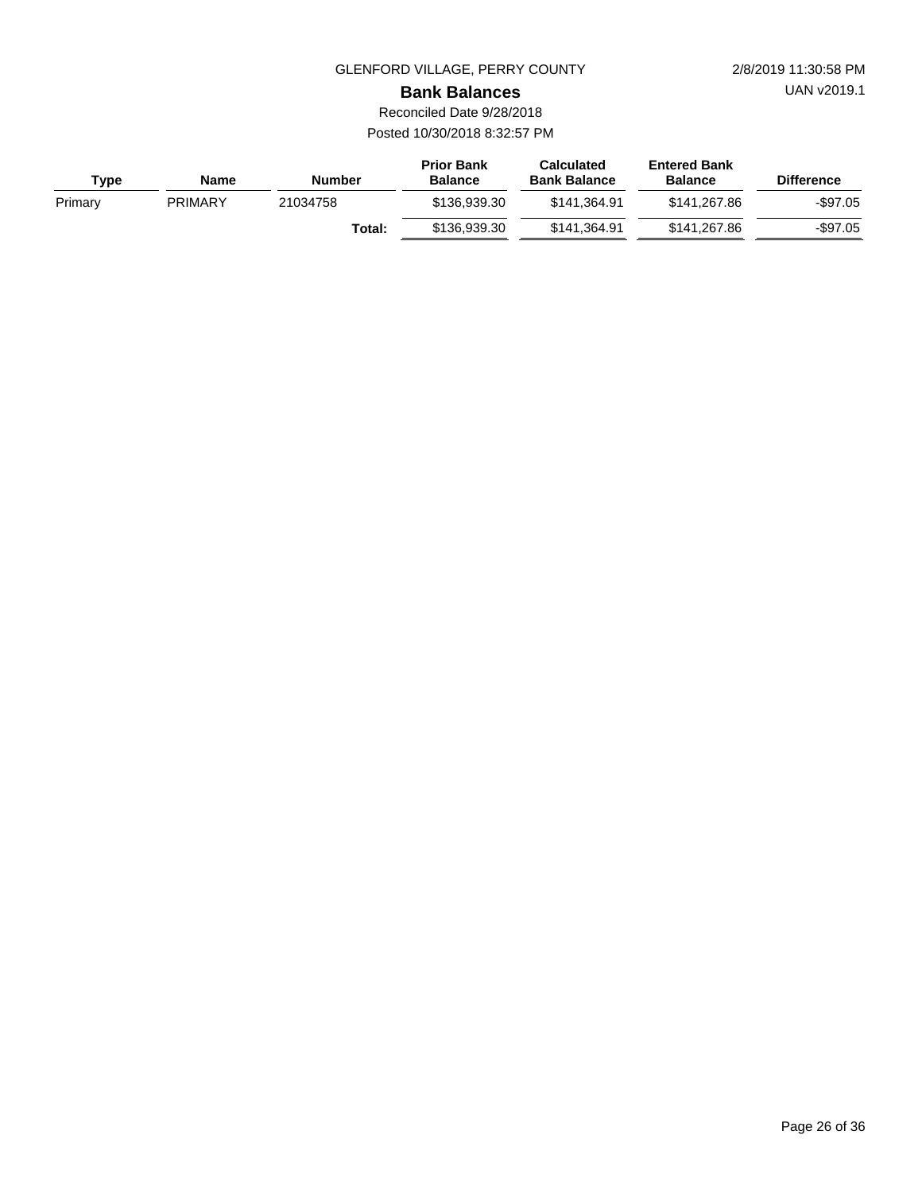GLENFORD VILLAGE, PERRY COUNTY

2/8/2019 11:30:58 PM

UAN v2019.1

## Bank Balances

Reconciled Date 9/28/2018

Posted 10/30/2018 8:32:57 PM

| Type | Name | Number | Prior Bank Balance | Calculated Bank Balance | Entered Bank Balance | Difference |
|---|---|---|---|---|---|---|
| Primary | PRIMARY | 21034758 | $136,939.30 | $141,364.91 | $141,267.86 | -$97.05 |
| | | **Total:** | $136,939.30 | $141,364.91 | $141,267.86 | -$97.05 |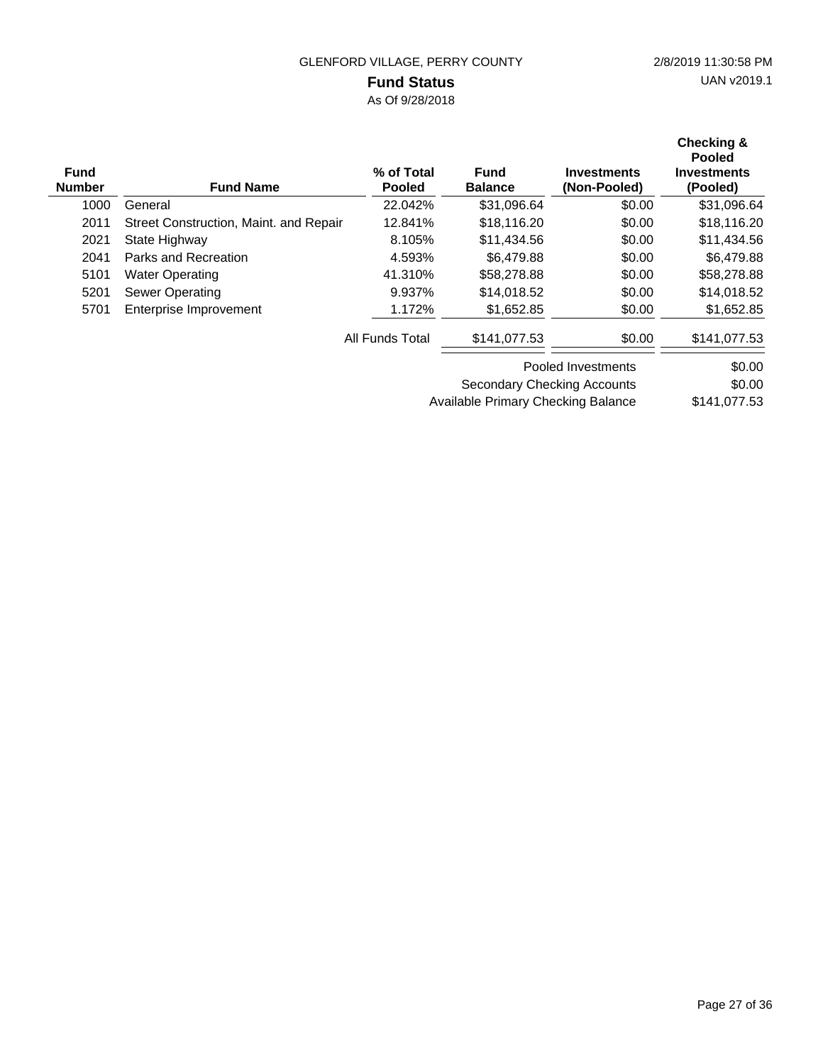GLENFORD VILLAGE, PERRY COUNTY

2/8/2019 11:30:58 PM

UAN v2019.1

# Fund Status

As Of 9/28/2018

| Fund Number | Fund Name | % of Total Pooled | Fund Balance | Investments (Non-Pooled) | Checking & Pooled Investments (Pooled) |
|---|---|---|---|---|---|
| 1000 | General | 22.042% | $31,096.64 | $0.00 | $31,096.64 |
| 2011 | Street Construction, Maint. and Repair | 12.841% | $18,116.20 | $0.00 | $18,116.20 |
| 2021 | State Highway | 8.105% | $11,434.56 | $0.00 | $11,434.56 |
| 2041 | Parks and Recreation | 4.593% | $6,479.88 | $0.00 | $6,479.88 |
| 5101 | Water Operating | 41.310% | $58,278.88 | $0.00 | $58,278.88 |
| 5201 | Sewer Operating | 9.937% | $14,018.52 | $0.00 | $14,018.52 |
| 5701 | Enterprise Improvement | 1.172% | $1,652.85 | $0.00 | $1,652.85 |
| | | All Funds Total | $141,077.53 | $0.00 | $141,077.53 |

| | |
|---|---|
| Pooled Investments | $0.00 |
| Secondary Checking Accounts | $0.00 |
| Available Primary Checking Balance | $141,077.53 |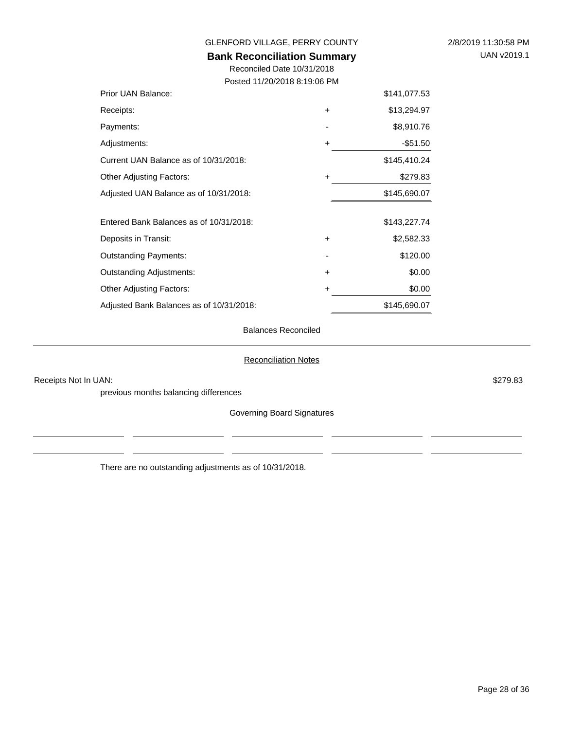GLENFORD VILLAGE, PERRY COUNTY

2/8/2019 11:30:58 PM

UAN v2019.1

## Bank Reconciliation Summary

Reconciled Date 10/31/2018

Posted 11/20/2018 8:19:06 PM

| | | |
|---|---|---|
| Prior UAN Balance: | | $141,077.53 |
| Receipts: | + | $13,294.97 |
| Payments: | - | $8,910.76 |
| Adjustments: | + | -$51.50 |
| Current UAN Balance as of 10/31/2018: | | $145,410.24 |
| Other Adjusting Factors: | + | $279.83 |
| Adjusted UAN Balance as of 10/31/2018: | | $145,690.07 |
| | | |
| Entered Bank Balances as of 10/31/2018: | | $143,227.74 |
| Deposits in Transit: | + | $2,582.33 |
| Outstanding Payments: | - | $120.00 |
| Outstanding Adjustments: | + | $0.00 |
| Other Adjusting Factors: | + | $0.00 |
| Adjusted Bank Balances as of 10/31/2018: | | $145,690.07 |

Balances Reconciled

---

Reconciliation Notes

Receipts Not In UAN: $279.83

previous months balancing differences

Governing Board Signatures

\_\_\_\_\_\_\_\_\_\_\_\_ \_\_\_\_\_\_\_\_\_\_\_\_ \_\_\_\_\_\_\_\_\_\_\_\_ \_\_\_\_\_\_\_\_\_\_\_\_ \_\_\_\_\_\_\_\_\_\_\_\_

\_\_\_\_\_\_\_\_\_\_\_\_ \_\_\_\_\_\_\_\_\_\_\_\_ \_\_\_\_\_\_\_\_\_\_\_\_ \_\_\_\_\_\_\_\_\_\_\_\_ \_\_\_\_\_\_\_\_\_\_\_\_

There are no outstanding adjustments as of 10/31/2018.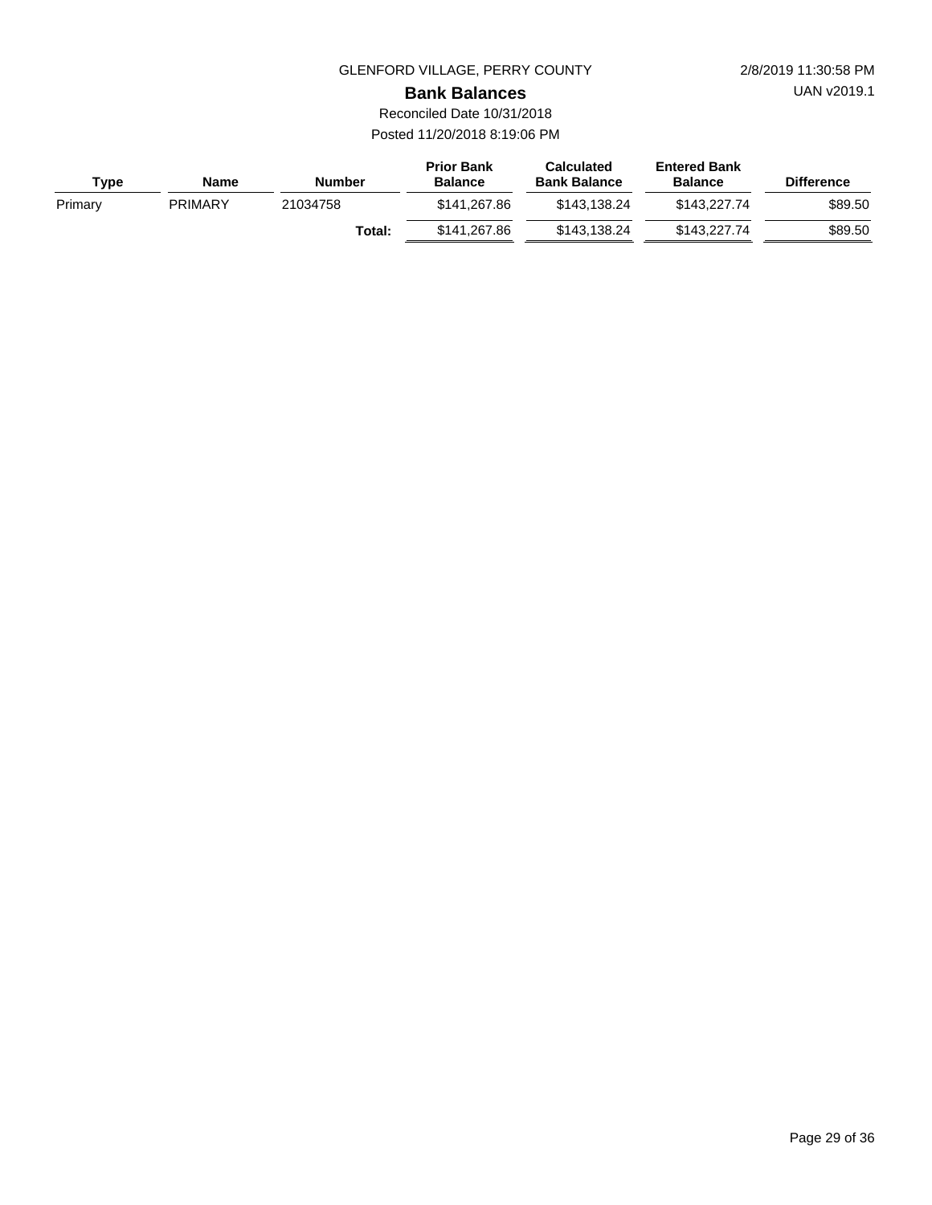GLENFORD VILLAGE, PERRY COUNTY

## Bank Balances

Reconciled Date 10/31/2018

Posted 11/20/2018 8:19:06 PM

| Type | Name | Number | Prior Bank Balance | Calculated Bank Balance | Entered Bank Balance | Difference |
|---|---|---|---|---|---|---|
| Primary | PRIMARY | 21034758 | $141,267.86 | $143,138.24 | $143,227.74 | $89.50 |
| | | **Total:** | $141,267.86 | $143,138.24 | $143,227.74 | $89.50 |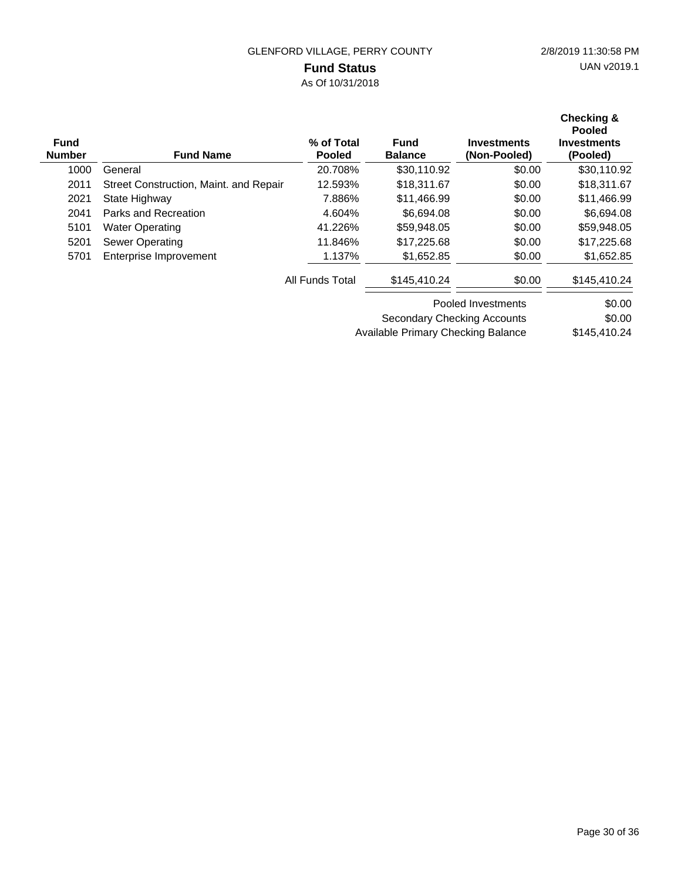GLENFORD VILLAGE, PERRY COUNTY

2/8/2019 11:30:58 PM

UAN v2019.1

# Fund Status

As Of 10/31/2018

| Fund Number | Fund Name | % of Total Pooled | Fund Balance | Investments (Non-Pooled) | Checking & Pooled Investments (Pooled) |
|---|---|---|---|---|---|
| 1000 | General | 20.708% | $30,110.92 | $0.00 | $30,110.92 |
| 2011 | Street Construction, Maint. and Repair | 12.593% | $18,311.67 | $0.00 | $18,311.67 |
| 2021 | State Highway | 7.886% | $11,466.99 | $0.00 | $11,466.99 |
| 2041 | Parks and Recreation | 4.604% | $6,694.08 | $0.00 | $6,694.08 |
| 5101 | Water Operating | 41.226% | $59,948.05 | $0.00 | $59,948.05 |
| 5201 | Sewer Operating | 11.846% | $17,225.68 | $0.00 | $17,225.68 |
| 5701 | Enterprise Improvement | 1.137% | $1,652.85 | $0.00 | $1,652.85 |
| | | All Funds Total | $145,410.24 | $0.00 | $145,410.24 |

| | |
|---|---|
| Pooled Investments | $0.00 |
| Secondary Checking Accounts | $0.00 |
| Available Primary Checking Balance | $145,410.24 |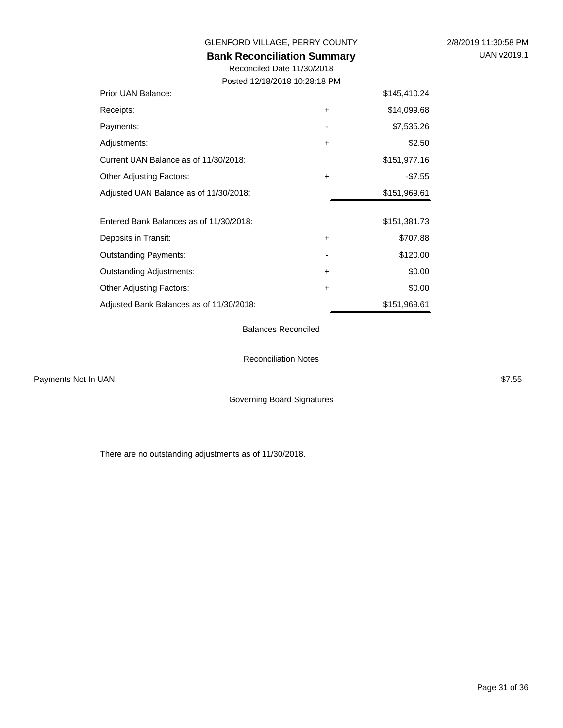GLENFORD VILLAGE, PERRY COUNTY

2/8/2019 11:30:58 PM

UAN v2019.1

## Bank Reconciliation Summary

Reconciled Date 11/30/2018

Posted 12/18/2018 10:28:18 PM

| | | |
|---|---|---|
| Prior UAN Balance: | | $145,410.24 |
| Receipts: | + | $14,099.68 |
| Payments: | - | $7,535.26 |
| Adjustments: | + | $2.50 |
| Current UAN Balance as of 11/30/2018: | | $151,977.16 |
| Other Adjusting Factors: | + | -$7.55 |
| Adjusted UAN Balance as of 11/30/2018: | | $151,969.61 |
| | | |
| Entered Bank Balances as of 11/30/2018: | | $151,381.73 |
| Deposits in Transit: | + | $707.88 |
| Outstanding Payments: | - | $120.00 |
| Outstanding Adjustments: | + | $0.00 |
| Other Adjusting Factors: | + | $0.00 |
| Adjusted Bank Balances as of 11/30/2018: | | $151,969.61 |

Balances Reconciled

Reconciliation Notes

Payments Not In UAN: $7.55

Governing Board Signatures

\_\_\_\_\_\_\_\_\_\_\_\_\_\_\_\_\_\_\_\_ \_\_\_\_\_\_\_\_\_\_\_\_\_\_\_\_\_\_\_\_ \_\_\_\_\_\_\_\_\_\_\_\_\_\_\_\_\_\_\_\_ \_\_\_\_\_\_\_\_\_\_\_\_\_\_\_\_\_\_\_\_ \_\_\_\_\_\_\_\_\_\_\_\_\_\_\_\_\_\_\_\_

\_\_\_\_\_\_\_\_\_\_\_\_\_\_\_\_\_\_\_\_ \_\_\_\_\_\_\_\_\_\_\_\_\_\_\_\_\_\_\_\_ \_\_\_\_\_\_\_\_\_\_\_\_\_\_\_\_\_\_\_\_ \_\_\_\_\_\_\_\_\_\_\_\_\_\_\_\_\_\_\_\_ \_\_\_\_\_\_\_\_\_\_\_\_\_\_\_\_\_\_\_\_

There are no outstanding adjustments as of 11/30/2018.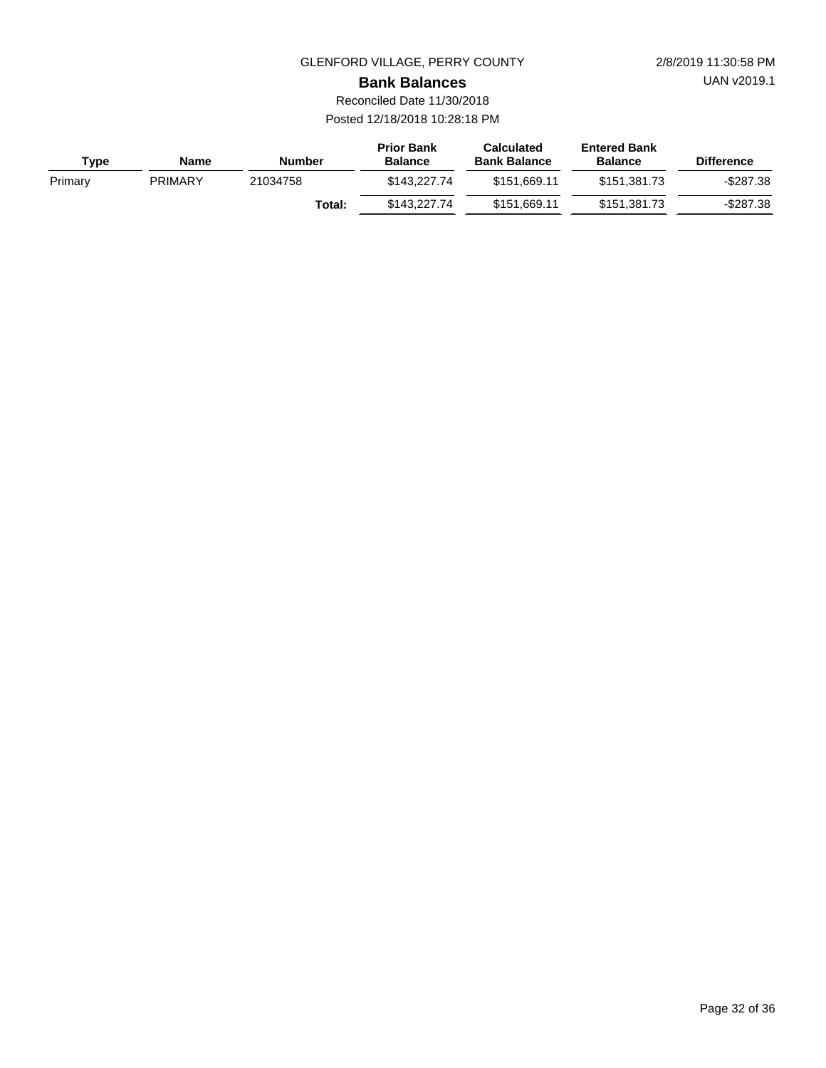GLENFORD VILLAGE, PERRY COUNTY

2/8/2019 11:30:58 PM

UAN v2019.1

## Bank Balances

Reconciled Date 11/30/2018

Posted 12/18/2018 10:28:18 PM

| Type | Name | Number | Prior Bank Balance | Calculated Bank Balance | Entered Bank Balance | Difference |
|---|---|---|---|---|---|---|
| Primary | PRIMARY | 21034758 | $143,227.74 | $151,669.11 | $151,381.73 | -$287.38 |
| | | **Total:** | $143,227.74 | $151,669.11 | $151,381.73 | -$287.38 |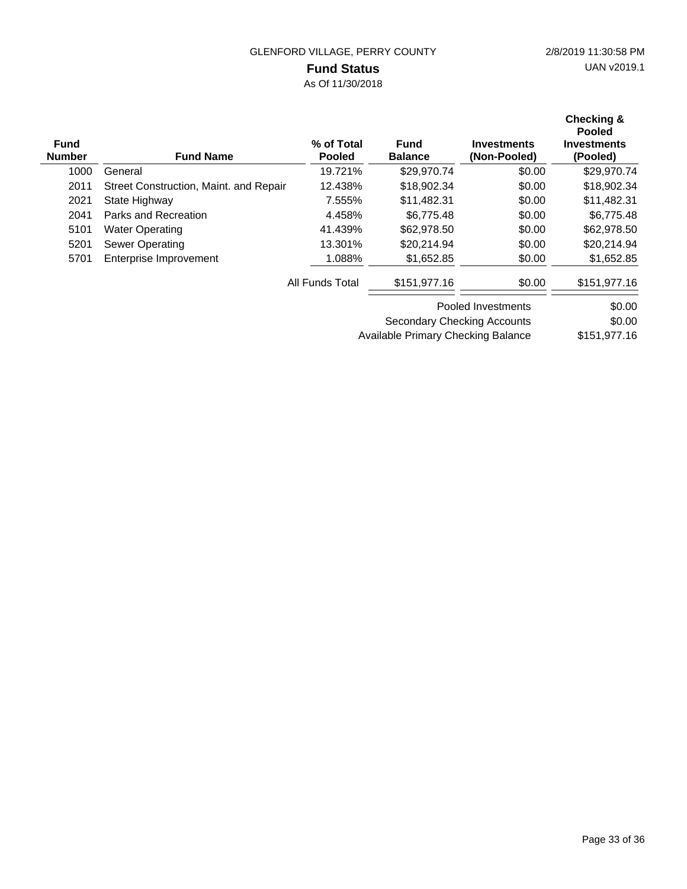GLENFORD VILLAGE, PERRY COUNTY

2/8/2019 11:30:58 PM

UAN v2019.1

# Fund Status

As Of 11/30/2018

| Fund Number | Fund Name | % of Total Pooled | Fund Balance | Investments (Non-Pooled) | Checking & Pooled Investments (Pooled) |
|---|---|---|---|---|---|
| 1000 | General | 19.721% | $29,970.74 | $0.00 | $29,970.74 |
| 2011 | Street Construction, Maint. and Repair | 12.438% | $18,902.34 | $0.00 | $18,902.34 |
| 2021 | State Highway | 7.555% | $11,482.31 | $0.00 | $11,482.31 |
| 2041 | Parks and Recreation | 4.458% | $6,775.48 | $0.00 | $6,775.48 |
| 5101 | Water Operating | 41.439% | $62,978.50 | $0.00 | $62,978.50 |
| 5201 | Sewer Operating | 13.301% | $20,214.94 | $0.00 | $20,214.94 |
| 5701 | Enterprise Improvement | 1.088% | $1,652.85 | $0.00 | $1,652.85 |
| | | All Funds Total | $151,977.16 | $0.00 | $151,977.16 |

| | |
|---|---|
| Pooled Investments | $0.00 |
| Secondary Checking Accounts | $0.00 |
| Available Primary Checking Balance | $151,977.16 |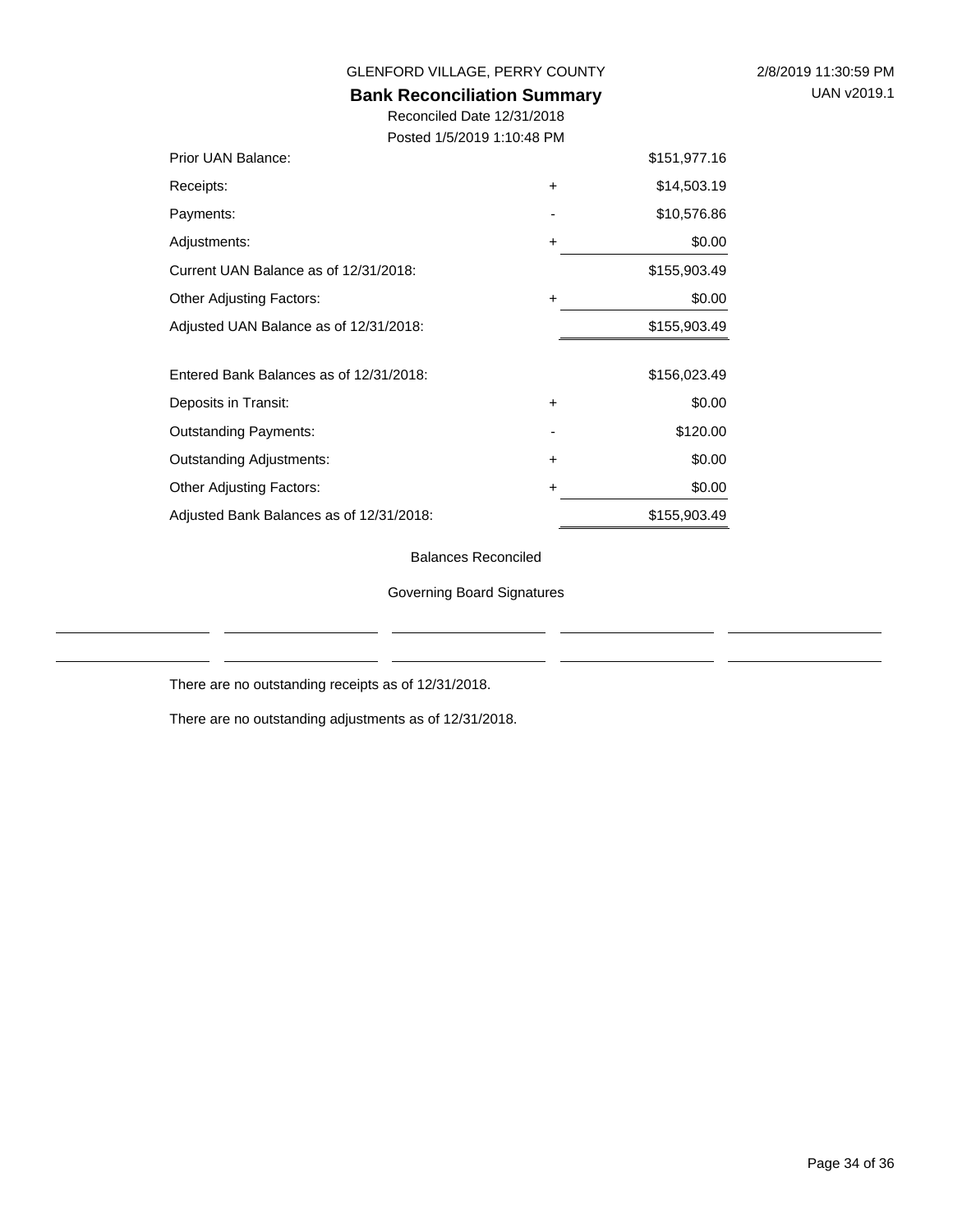GLENFORD VILLAGE, PERRY COUNTY

# Bank Reconciliation Summary

Reconciled Date 12/31/2018

Posted 1/5/2019 1:10:48 PM

| | | |
|---|---|---|
| Prior UAN Balance: | | $151,977.16 |
| Receipts: | + | $14,503.19 |
| Payments: | - | $10,576.86 |
| Adjustments: | + | $0.00 |
| Current UAN Balance as of 12/31/2018: | | $155,903.49 |
| Other Adjusting Factors: | + | $0.00 |
| Adjusted UAN Balance as of 12/31/2018: | | $155,903.49 |
| | | |
| Entered Bank Balances as of 12/31/2018: | | $156,023.49 |
| Deposits in Transit: | + | $0.00 |
| Outstanding Payments: | - | $120.00 |
| Outstanding Adjustments: | + | $0.00 |
| Other Adjusting Factors: | + | $0.00 |
| Adjusted Bank Balances as of 12/31/2018: | | $155,903.49 |

Balances Reconciled

Governing Board Signatures

\_\_\_\_\_\_\_\_\_\_\_\_\_\_\_\_\_\_ \_\_\_\_\_\_\_\_\_\_\_\_\_\_\_\_\_\_ \_\_\_\_\_\_\_\_\_\_\_\_\_\_\_\_\_\_ \_\_\_\_\_\_\_\_\_\_\_\_\_\_\_\_\_\_ \_\_\_\_\_\_\_\_\_\_\_\_\_\_\_\_\_\_

\_\_\_\_\_\_\_\_\_\_\_\_\_\_\_\_\_\_ \_\_\_\_\_\_\_\_\_\_\_\_\_\_\_\_\_\_ \_\_\_\_\_\_\_\_\_\_\_\_\_\_\_\_\_\_ \_\_\_\_\_\_\_\_\_\_\_\_\_\_\_\_\_\_ \_\_\_\_\_\_\_\_\_\_\_\_\_\_\_\_\_\_

There are no outstanding receipts as of 12/31/2018.

There are no outstanding adjustments as of 12/31/2018.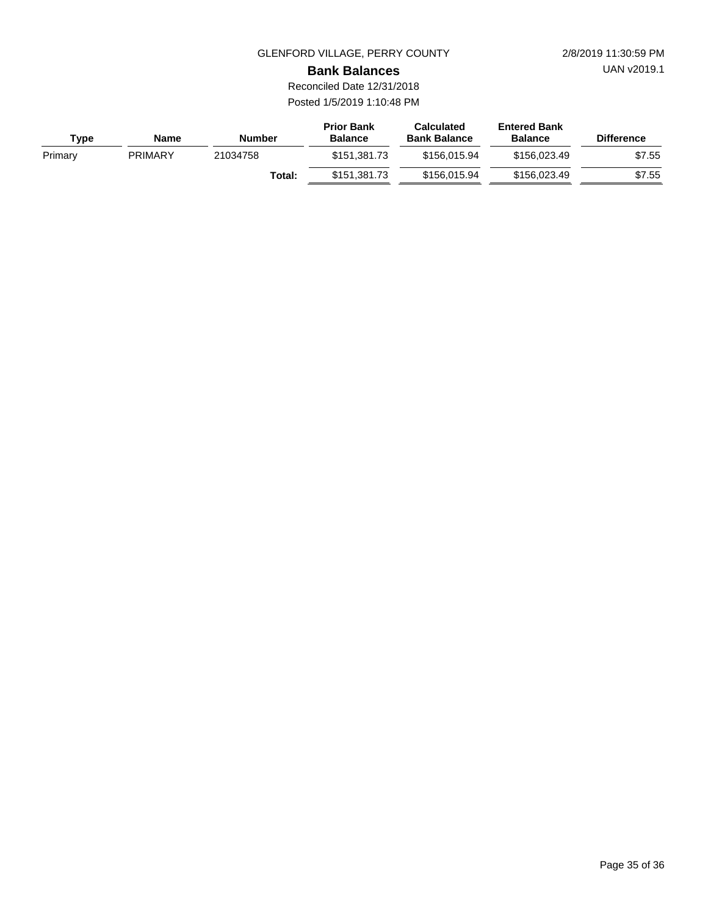GLENFORD VILLAGE, PERRY COUNTY

2/8/2019 11:30:59 PM

UAN v2019.1

## Bank Balances

Reconciled Date 12/31/2018

Posted 1/5/2019 1:10:48 PM

| Type | Name | Number | Prior Bank Balance | Calculated Bank Balance | Entered Bank Balance | Difference |
|---|---|---|---|---|---|---|
| Primary | PRIMARY | 21034758 | $151,381.73 | $156,015.94 | $156,023.49 | $7.55 |
| | | **Total:** | $151,381.73 | $156,015.94 | $156,023.49 | $7.55 |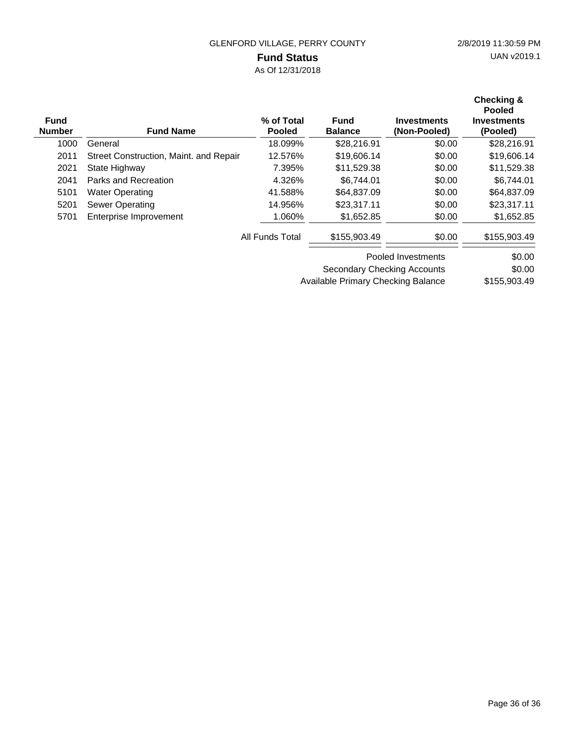GLENFORD VILLAGE, PERRY COUNTY

2/8/2019 11:30:59 PM

UAN v2019.1

# Fund Status

As Of 12/31/2018

| Fund Number | Fund Name | % of Total Pooled | Fund Balance | Investments (Non-Pooled) | Checking & Pooled Investments (Pooled) |
|---|---|---|---|---|---|
| 1000 | General | 18.099% | $28,216.91 | $0.00 | $28,216.91 |
| 2011 | Street Construction, Maint. and Repair | 12.576% | $19,606.14 | $0.00 | $19,606.14 |
| 2021 | State Highway | 7.395% | $11,529.38 | $0.00 | $11,529.38 |
| 2041 | Parks and Recreation | 4.326% | $6,744.01 | $0.00 | $6,744.01 |
| 5101 | Water Operating | 41.588% | $64,837.09 | $0.00 | $64,837.09 |
| 5201 | Sewer Operating | 14.956% | $23,317.11 | $0.00 | $23,317.11 |
| 5701 | Enterprise Improvement | 1.060% | $1,652.85 | $0.00 | $1,652.85 |
| | | All Funds Total | $155,903.49 | $0.00 | $155,903.49 |

| | |
|---|---|
| Pooled Investments | $0.00 |
| Secondary Checking Accounts | $0.00 |
| Available Primary Checking Balance | $155,903.49 |